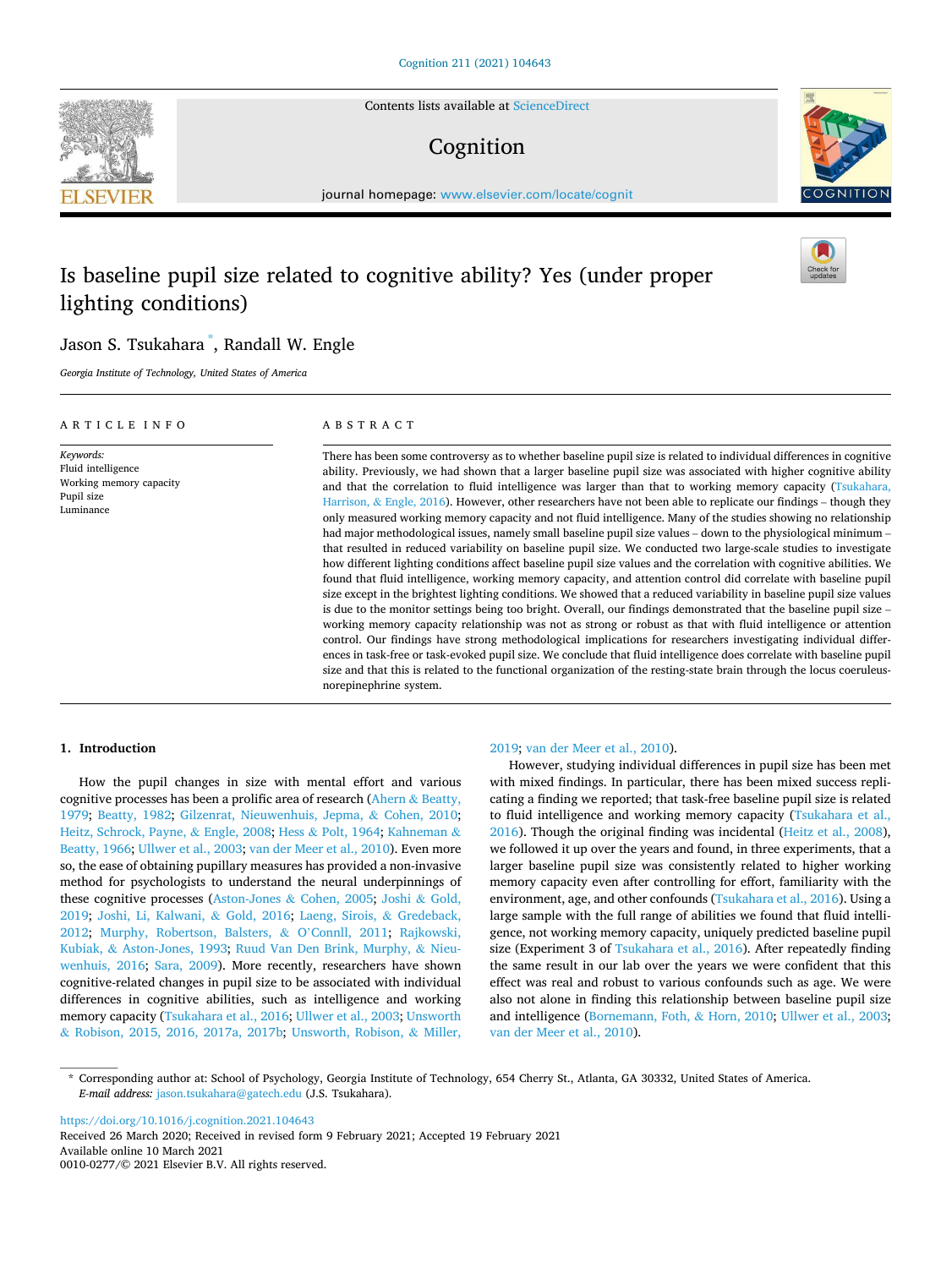# Is baseline pupil size related to cognitive ability? Yes (under proper lighting conditions)

Jason S. Tsukahara *, Randall W. Engle

*Georgia Institute of Technology, United States of America*

**ARTICLE INFO**

*Keywords:*
Fluid intelligence
Working memory capacity
Pupil size
Luminance

**ABSTRACT**

There has been some controversy as to whether baseline pupil size is related to individual differences in cognitive ability. Previously, we had shown that a larger baseline pupil size was associated with higher cognitive ability and that the correlation to fluid intelligence was larger than that to working memory capacity (Tsukahara, Harrison, & Engle, 2016). However, other researchers have not been able to replicate our findings – though they only measured working memory capacity and not fluid intelligence. Many of the studies showing no relationship had major methodological issues, namely small baseline pupil size values – down to the physiological minimum – that resulted in reduced variability on baseline pupil size. We conducted two large-scale studies to investigate how different lighting conditions affect baseline pupil size values and the correlation with cognitive abilities. We found that fluid intelligence, working memory capacity, and attention control did correlate with baseline pupil size except in the brightest lighting conditions. We showed that a reduced variability in baseline pupil size values is due to the monitor settings being too bright. Overall, our findings demonstrated that the baseline pupil size – working memory capacity relationship was not as strong or robust as that with fluid intelligence or attention control. Our findings have strong methodological implications for researchers investigating individual differences in task-free or task-evoked pupil size. We conclude that fluid intelligence does correlate with baseline pupil size and that this is related to the functional organization of the resting-state brain through the locus coeruleus-norepinephrine system.

## 1. Introduction

How the pupil changes in size with mental effort and various cognitive processes has been a prolific area of research (Ahern & Beatty, 1979; Beatty, 1982; Gilzenrat, Nieuwenhuis, Jepma, & Cohen, 2010; Heitz, Schrock, Payne, & Engle, 2008; Hess & Polt, 1964; Kahneman & Beatty, 1966; Ullwer et al., 2003; van der Meer et al., 2010). Even more so, the ease of obtaining pupillary measures has provided a non-invasive method for psychologists to understand the neural underpinnings of these cognitive processes (Aston-Jones & Cohen, 2005; Joshi & Gold, 2019; Joshi, Li, Kalwani, & Gold, 2016; Laeng, Sirois, & Gredeback, 2012; Murphy, Robertson, Balsters, & O'Connll, 2011; Rajkowski, Kubiak, & Aston-Jones, 1993; Ruud Van Den Brink, Murphy, & Nieuwenhuis, 2016; Sara, 2009). More recently, researchers have shown cognitive-related changes in pupil size to be associated with individual differences in cognitive abilities, such as intelligence and working memory capacity (Tsukahara et al., 2016; Ullwer et al., 2003; Unsworth & Robison, 2015, 2016, 2017a, 2017b; Unsworth, Robison, & Miller, 2019; van der Meer et al., 2010).

However, studying individual differences in pupil size has been met with mixed findings. In particular, there has been mixed success replicating a finding we reported; that task-free baseline pupil size is related to fluid intelligence and working memory capacity (Tsukahara et al., 2016). Though the original finding was incidental (Heitz et al., 2008), we followed it up over the years and found, in three experiments, that a larger baseline pupil size was consistently related to higher working memory capacity even after controlling for effort, familiarity with the environment, age, and other confounds (Tsukahara et al., 2016). Using a large sample with the full range of abilities we found that fluid intelligence, not working memory capacity, uniquely predicted baseline pupil size (Experiment 3 of Tsukahara et al., 2016). After repeatedly finding the same result in our lab over the years we were confident that this effect was real and robust to various confounds such as age. We were also not alone in finding this relationship between baseline pupil size and intelligence (Bornemann, Foth, & Horn, 2010; Ullwer et al., 2003; van der Meer et al., 2010).

* Corresponding author at: School of Psychology, Georgia Institute of Technology, 654 Cherry St., Atlanta, GA 30332, United States of America.
*E-mail address:* jason.tsukahara@gatech.edu (J.S. Tsukahara).

https://doi.org/10.1016/j.cognition.2021.104643
Received 26 March 2020; Received in revised form 9 February 2021; Accepted 19 February 2021
Available online 10 March 2021
0010-0277/© 2021 Elsevier B.V. All rights reserved.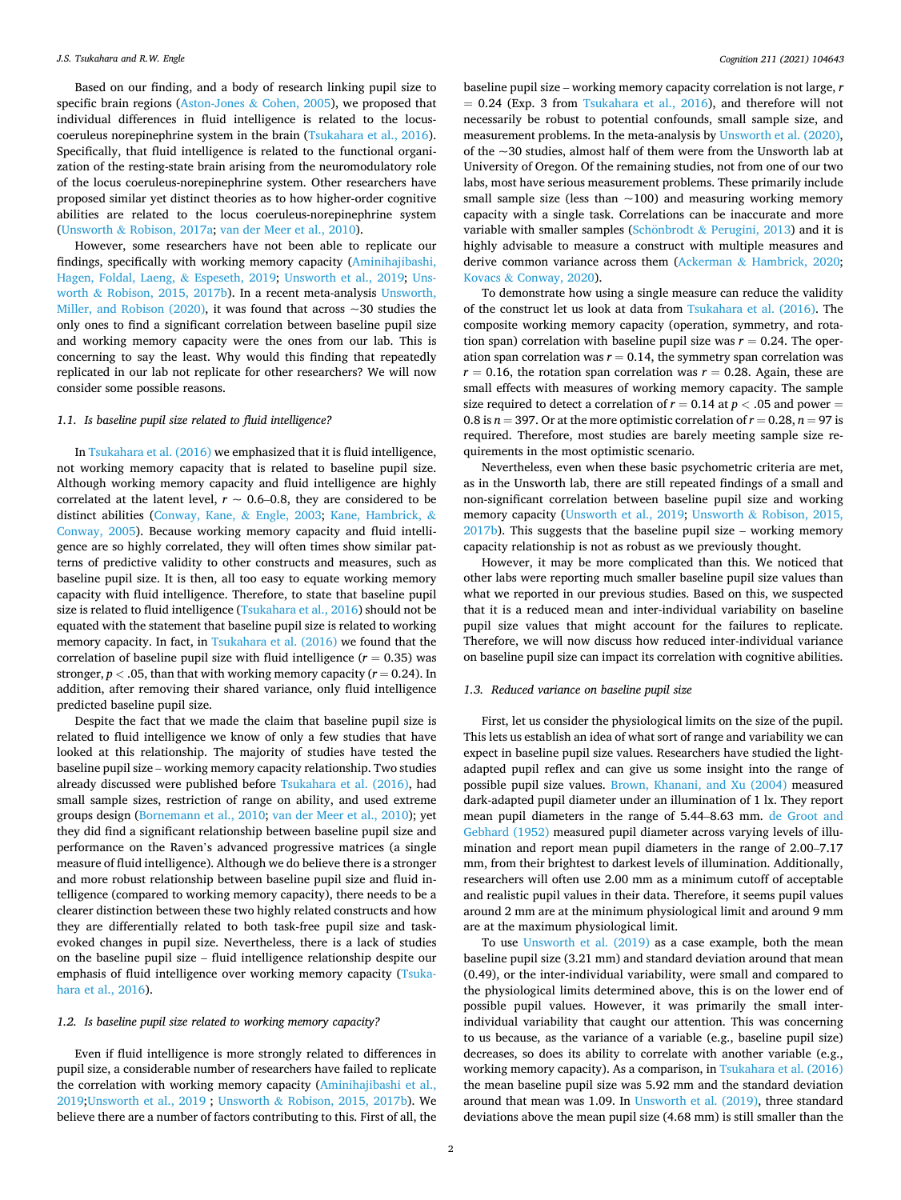Based on our finding, and a body of research linking pupil size to specific brain regions (Aston-Jones & Cohen, 2005), we proposed that individual differences in fluid intelligence are related to the locus-coeruleus norepinephrine system in the brain (Tsukahara et al., 2016). Specifically, that fluid intelligence is related to the functional organization of the resting-state brain arising from the neuromodulatory role of the locus coeruleus-norepinephrine system. Other researchers have proposed similar yet distinct theories as to how higher-order cognitive abilities are related to the locus coeruleus-norepinephrine system (Unsworth & Robison, 2017a; van der Meer et al., 2010).

However, some researchers have not been able to replicate our findings, specifically with working memory capacity (Aminihajibashi, Hagen, Foldal, Laeng, & Espeseth, 2019; Unsworth et al., 2019; Unsworth & Robison, 2015, 2017b). In a recent meta-analysis Unsworth, Miller, and Robison (2020), it was found that across ~30 studies the only ones to find a significant correlation between baseline pupil size and working memory capacity were the ones from our lab. This is concerning to say the least. Why would this finding that repeatedly replicated in our lab not replicate for other researchers? We will now consider some possible reasons.

### 1.1. Is baseline pupil size related to fluid intelligence?

In Tsukahara et al. (2016) we emphasized that it is fluid intelligence, not working memory capacity that is related to baseline pupil size. Although working memory capacity and fluid intelligence are highly correlated at the latent level, $r \sim 0.6$–$0.8$, they are considered to be distinct abilities (Conway, Kane, & Engle, 2003; Kane, Hambrick, & Conway, 2005). Because working memory capacity and fluid intelligence are so highly correlated, they will often times show similar patterns of predictive validity to other constructs and measures, such as baseline pupil size. It is then, all too easy to equate working memory capacity with fluid intelligence. Therefore, to state that baseline pupil size is related to fluid intelligence (Tsukahara et al., 2016) should not be equated with the statement that baseline pupil size is related to working memory capacity. In fact, in Tsukahara et al. (2016) we found that the correlation of baseline pupil size with fluid intelligence ($r = 0.35$) was stronger, $p < .05$, than that with working memory capacity ($r = 0.24$). In addition, after removing their shared variance, only fluid intelligence predicted baseline pupil size.

Despite the fact that we made the claim that baseline pupil size is related to fluid intelligence we know of only a few studies that have looked at this relationship. The majority of studies have tested the baseline pupil size – working memory capacity relationship. Two studies already discussed were published before Tsukahara et al. (2016), had small sample sizes, restriction of range on ability, and used extreme groups design (Bornemann et al., 2010; van der Meer et al., 2010); yet they did find a significant relationship between baseline pupil size and performance on the Raven's advanced progressive matrices (a single measure of fluid intelligence). Although we do believe there is a stronger and more robust relationship between baseline pupil size and fluid intelligence (compared to working memory capacity), there needs to be a clearer distinction between these two highly related constructs and how they are differentially related to both task-free pupil size and task-evoked changes in pupil size. Nevertheless, there is a lack of studies on the baseline pupil size – fluid intelligence relationship despite our emphasis of fluid intelligence over working memory capacity (Tsukahara et al., 2016).

### 1.2. Is baseline pupil size related to working memory capacity?

Even if fluid intelligence is more strongly related to differences in pupil size, a considerable number of researchers have failed to replicate the correlation with working memory capacity (Aminihajibashi et al., 2019;Unsworth et al., 2019 ; Unsworth & Robison, 2015, 2017b). We believe there are a number of factors contributing to this. First of all, the baseline pupil size – working memory capacity correlation is not large, $r = 0.24$ (Exp. 3 from Tsukahara et al., 2016), and therefore will not necessarily be robust to potential confounds, small sample size, and measurement problems. In the meta-analysis by Unsworth et al. (2020), of the ~30 studies, almost half of them were from the Unsworth lab at University of Oregon. Of the remaining studies, not from one of our two labs, most have serious measurement problems. These primarily include small sample size (less than ~100) and measuring working memory capacity with a single task. Correlations can be inaccurate and more variable with smaller samples (Schönbrodt & Perugini, 2013) and it is highly advisable to measure a construct with multiple measures and derive common variance across them (Ackerman & Hambrick, 2020; Kovacs & Conway, 2020).

To demonstrate how using a single measure can reduce the validity of the construct let us look at data from Tsukahara et al. (2016). The composite working memory capacity (operation, symmetry, and rotation span) correlation with baseline pupil size was $r = 0.24$. The operation span correlation was $r = 0.14$, the symmetry span correlation was $r = 0.16$, the rotation span correlation was $r = 0.28$. Again, these are small effects with measures of working memory capacity. The sample size required to detect a correlation of $r = 0.14$ at $p < .05$ and power $= 0.8$ is $n = 397$. Or at the more optimistic correlation of $r = 0.28$, $n = 97$ is required. Therefore, most studies are barely meeting sample size requirements in the most optimistic scenario.

Nevertheless, even when these basic psychometric criteria are met, as in the Unsworth lab, there are still repeated findings of a small and non-significant correlation between baseline pupil size and working memory capacity (Unsworth et al., 2019; Unsworth & Robison, 2015, 2017b). This suggests that the baseline pupil size – working memory capacity relationship is not as robust as we previously thought.

However, it may be more complicated than this. We noticed that other labs were reporting much smaller baseline pupil size values than what we reported in our previous studies. Based on this, we suspected that it is a reduced mean and inter-individual variability on baseline pupil size values that might account for the failures to replicate. Therefore, we will now discuss how reduced inter-individual variance on baseline pupil size can impact its correlation with cognitive abilities.

### 1.3. Reduced variance on baseline pupil size

First, let us consider the physiological limits on the size of the pupil. This lets us establish an idea of what sort of range and variability we can expect in baseline pupil size values. Researchers have studied the light-adapted pupil reflex and can give us some insight into the range of possible pupil size values. Brown, Khanani, and Xu (2004) measured dark-adapted pupil diameter under an illumination of 1 lx. They report mean pupil diameters in the range of 5.44–8.63 mm. de Groot and Gebhard (1952) measured pupil diameter across varying levels of illumination and report mean pupil diameters in the range of 2.00–7.17 mm, from their brightest to darkest levels of illumination. Additionally, researchers will often use 2.00 mm as a minimum cutoff of acceptable and realistic pupil values in their data. Therefore, it seems pupil values around 2 mm are at the minimum physiological limit and around 9 mm are at the maximum physiological limit.

To use Unsworth et al. (2019) as a case example, both the mean baseline pupil size (3.21 mm) and standard deviation around that mean (0.49), or the inter-individual variability, were small and compared to the physiological limits determined above, this is on the lower end of possible pupil values. However, it was primarily the small inter-individual variability that caught our attention. This was concerning to us because, as the variance of a variable (e.g., baseline pupil size) decreases, so does its ability to correlate with another variable (e.g., working memory capacity). As a comparison, in Tsukahara et al. (2016) the mean baseline pupil size was 5.92 mm and the standard deviation around that mean was 1.09. In Unsworth et al. (2019), three standard deviations above the mean pupil size (4.68 mm) is still smaller than the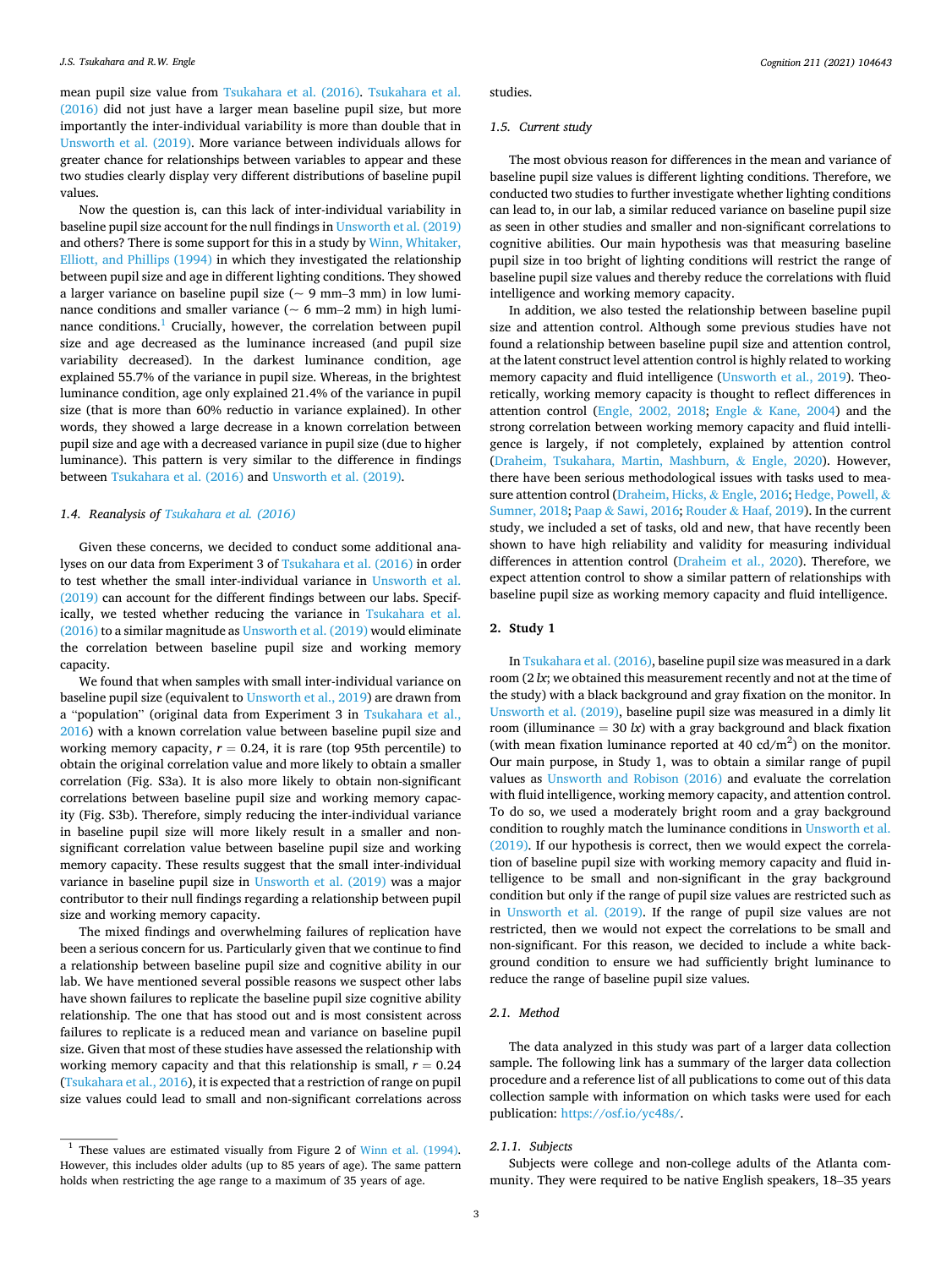mean pupil size value from Tsukahara et al. (2016). Tsukahara et al. (2016) did not just have a larger mean baseline pupil size, but more importantly the inter-individual variability is more than double that in Unsworth et al. (2019). More variance between individuals allows for greater chance for relationships between variables to appear and these two studies clearly display very different distributions of baseline pupil values.

Now the question is, can this lack of inter-individual variability in baseline pupil size account for the null findings in Unsworth et al. (2019) and others? There is some support for this in a study by Winn, Whitaker, Elliott, and Phillips (1994) in which they investigated the relationship between pupil size and age in different lighting conditions. They showed a larger variance on baseline pupil size (~ 9 mm–3 mm) in low luminance conditions and smaller variance (~ 6 mm–2 mm) in high luminance conditions.[1] Crucially, however, the correlation between pupil size and age decreased as the luminance increased (and pupil size variability decreased). In the darkest luminance condition, age explained 55.7% of the variance in pupil size. Whereas, in the brightest luminance condition, age only explained 21.4% of the variance in pupil size (that is more than 60% reductio in variance explained). In other words, they showed a large decrease in a known correlation between pupil size and age with a decreased variance in pupil size (due to higher luminance). This pattern is very similar to the difference in findings between Tsukahara et al. (2016) and Unsworth et al. (2019).

### 1.4. Reanalysis of *Tsukahara et al. (2016)*

Given these concerns, we decided to conduct some additional analyses on our data from Experiment 3 of Tsukahara et al. (2016) in order to test whether the small inter-individual variance in Unsworth et al. (2019) can account for the different findings between our labs. Specifically, we tested whether reducing the variance in Tsukahara et al. (2016) to a similar magnitude as Unsworth et al. (2019) would eliminate the correlation between baseline pupil size and working memory capacity.

We found that when samples with small inter-individual variance on baseline pupil size (equivalent to Unsworth et al., 2019) are drawn from a "population" (original data from Experiment 3 in Tsukahara et al., 2016) with a known correlation value between baseline pupil size and working memory capacity, $r = 0.24$, it is rare (top 95th percentile) to obtain the original correlation value and more likely to obtain a smaller correlation (Fig. S3a). It is also more likely to obtain non-significant correlations between baseline pupil size and working memory capacity (Fig. S3b). Therefore, simply reducing the inter-individual variance in baseline pupil size will more likely result in a smaller and non-significant correlation value between baseline pupil size and working memory capacity. These results suggest that the small inter-individual variance in baseline pupil size in Unsworth et al. (2019) was a major contributor to their null findings regarding a relationship between pupil size and working memory capacity.

The mixed findings and overwhelming failures of replication have been a serious concern for us. Particularly given that we continue to find a relationship between baseline pupil size and cognitive ability in our lab. We have mentioned several possible reasons we suspect other labs have shown failures to replicate the baseline pupil size cognitive ability relationship. The one that has stood out and is most consistent across failures to replicate is a reduced mean and variance on baseline pupil size. Given that most of these studies have assessed the relationship with working memory capacity and that this relationship is small, $r = 0.24$ (Tsukahara et al., 2016), it is expected that a restriction of range on pupil size values could lead to small and non-significant correlations across studies.

### 1.5. Current study

The most obvious reason for differences in the mean and variance of baseline pupil size values is different lighting conditions. Therefore, we conducted two studies to further investigate whether lighting conditions can lead to, in our lab, a similar reduced variance on baseline pupil size as seen in other studies and smaller and non-significant correlations to cognitive abilities. Our main hypothesis was that measuring baseline pupil size in too bright of lighting conditions will restrict the range of baseline pupil size values and thereby reduce the correlations with fluid intelligence and working memory capacity.

In addition, we also tested the relationship between baseline pupil size and attention control. Although some previous studies have not found a relationship between baseline pupil size and attention control, at the latent construct level attention control is highly related to working memory capacity and fluid intelligence (Unsworth et al., 2019). Theoretically, working memory capacity is thought to reflect differences in attention control (Engle, 2002, 2018; Engle & Kane, 2004) and the strong correlation between working memory capacity and fluid intelligence is largely, if not completely, explained by attention control (Draheim, Tsukahara, Martin, Mashburn, & Engle, 2020). However, there have been serious methodological issues with tasks used to measure attention control (Draheim, Hicks, & Engle, 2016; Hedge, Powell, & Sumner, 2018; Paap & Sawi, 2016; Rouder & Haaf, 2019). In the current study, we included a set of tasks, old and new, that have recently been shown to have high reliability and validity for measuring individual differences in attention control (Draheim et al., 2020). Therefore, we expect attention control to show a similar pattern of relationships with baseline pupil size as working memory capacity and fluid intelligence.

## 2. Study 1

In Tsukahara et al. (2016), baseline pupil size was measured in a dark room (2 *lx*; we obtained this measurement recently and not at the time of the study) with a black background and gray fixation on the monitor. In Unsworth et al. (2019), baseline pupil size was measured in a dimly lit room (illuminance = 30 *lx*) with a gray background and black fixation (with mean fixation luminance reported at 40 cd/m$^2$) on the monitor. Our main purpose, in Study 1, was to obtain a similar range of pupil values as Unsworth and Robison (2016) and evaluate the correlation with fluid intelligence, working memory capacity, and attention control. To do so, we used a moderately bright room and a gray background condition to roughly match the luminance conditions in Unsworth et al. (2019). If our hypothesis is correct, then we would expect the correlation of baseline pupil size with working memory capacity and fluid intelligence to be small and non-significant in the gray background condition but only if the range of pupil size values are restricted such as in Unsworth et al. (2019). If the range of pupil size values are not restricted, then we would not expect the correlations to be small and non-significant. For this reason, we decided to include a white background condition to ensure we had sufficiently bright luminance to reduce the range of baseline pupil size values.

### 2.1. Method

The data analyzed in this study was part of a larger data collection sample. The following link has a summary of the larger data collection procedure and a reference list of all publications to come out of this data collection sample with information on which tasks were used for each publication: https://osf.io/yc48s/.

#### 2.1.1. Subjects

Subjects were college and non-college adults of the Atlanta community. They were required to be native English speakers, 18–35 years

[1] These values are estimated visually from Figure 2 of Winn et al. (1994). However, this includes older adults (up to 85 years of age). The same pattern holds when restricting the age range to a maximum of 35 years of age.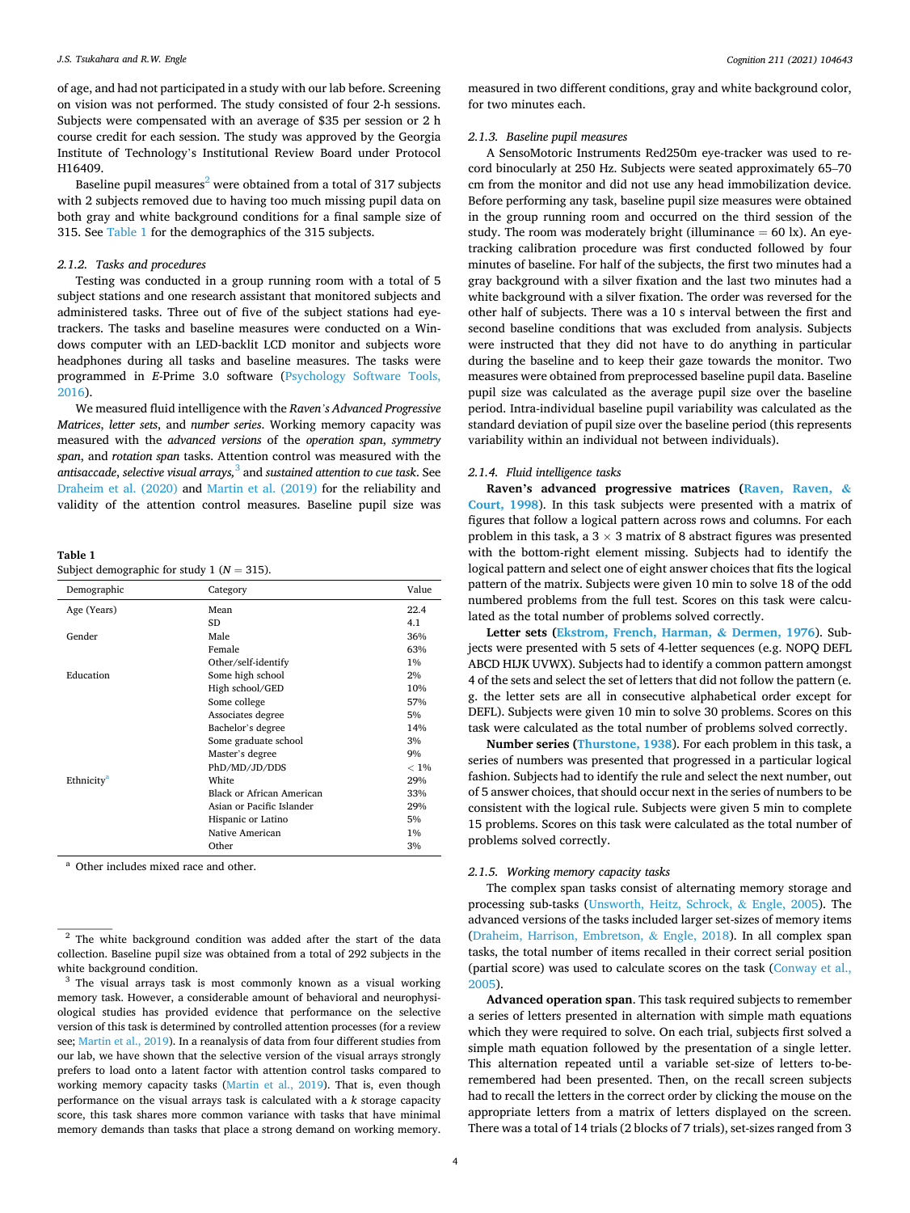of age, and had not participated in a study with our lab before. Screening on vision was not performed. The study consisted of four 2-h sessions. Subjects were compensated with an average of $35 per session or 2 h course credit for each session. The study was approved by the Georgia Institute of Technology's Institutional Review Board under Protocol H16409.

Baseline pupil measures[2] were obtained from a total of 317 subjects with 2 subjects removed due to having too much missing pupil data on both gray and white background conditions for a final sample size of 315. See Table 1 for the demographics of the 315 subjects.

#### 2.1.2. Tasks and procedures

Testing was conducted in a group running room with a total of 5 subject stations and one research assistant that monitored subjects and administered tasks. Three out of five of the subject stations had eye-trackers. The tasks and baseline measures were conducted on a Windows computer with an LED-backlit LCD monitor and subjects wore headphones during all tasks and baseline measures. The tasks were programmed in *E*-Prime 3.0 software (Psychology Software Tools, 2016).

We measured fluid intelligence with the *Raven's Advanced Progressive Matrices*, *letter sets*, and *number series*. Working memory capacity was measured with the *advanced versions* of the *operation span*, *symmetry span*, and *rotation span* tasks. Attention control was measured with the *antisaccade*, *selective visual arrays,*[3] and *sustained attention to cue task*. See Draheim et al. (2020) and Martin et al. (2019) for the reliability and validity of the attention control measures. Baseline pupil size was measured in two different conditions, gray and white background color, for two minutes each.

**Table 1**
Subject demographic for study 1 ($N$ = 315).

| Demographic | Category | Value |
|---|---|---|
| Age (Years) | Mean | 22.4 |
| | SD | 4.1 |
| Gender | Male | 36% |
| | Female | 63% |
| | Other/self-identify | 1% |
| Education | Some high school | 2% |
| | High school/GED | 10% |
| | Some college | 57% |
| | Associates degree | 5% |
| | Bachelor's degree | 14% |
| | Some graduate school | 3% |
| | Master's degree | 9% |
| | PhD/MD/JD/DDS | < 1% |
| Ethnicity[a] | White | 29% |
| | Black or African American | 33% |
| | Asian or Pacific Islander | 29% |
| | Hispanic or Latino | 5% |
| | Native American | 1% |
| | Other | 3% |

[a] Other includes mixed race and other.

#### 2.1.3. Baseline pupil measures

A SensoMotoric Instruments Red250m eye-tracker was used to record binocularly at 250 Hz. Subjects were seated approximately 65–70 cm from the monitor and did not use any head immobilization device. Before performing any task, baseline pupil size measures were obtained in the group running room and occurred on the third session of the study. The room was moderately bright (illuminance = 60 lx). An eye-tracking calibration procedure was first conducted followed by four minutes of baseline. For half of the subjects, the first two minutes had a gray background with a silver fixation and the last two minutes had a white background with a silver fixation. The order was reversed for the other half of subjects. There was a 10 s interval between the first and second baseline conditions that was excluded from analysis. Subjects were instructed that they did not have to do anything in particular during the baseline and to keep their gaze towards the monitor. Two measures were obtained from preprocessed baseline pupil data. Baseline pupil size was calculated as the average pupil size over the baseline period. Intra-individual baseline pupil variability was calculated as the standard deviation of pupil size over the baseline period (this represents variability within an individual not between individuals).

#### 2.1.4. Fluid intelligence tasks

**Raven's advanced progressive matrices** (Raven, Raven, & Court, 1998). In this task subjects were presented with a matrix of figures that follow a logical pattern across rows and columns. For each problem in this task, a 3 × 3 matrix of 8 abstract figures was presented with the bottom-right element missing. Subjects had to identify the logical pattern and select one of eight answer choices that fits the logical pattern of the matrix. Subjects were given 10 min to solve 18 of the odd numbered problems from the full test. Scores on this task were calculated as the total number of problems solved correctly.

**Letter sets** (Ekstrom, French, Harman, & Dermen, 1976). Subjects were presented with 5 sets of 4-letter sequences (e.g. NOPQ DEFL ABCD HIJK UVWX). Subjects had to identify a common pattern amongst 4 of the sets and select the set of letters that did not follow the pattern (e.g. the letter sets are all in consecutive alphabetical order except for DEFL). Subjects were given 10 min to solve 30 problems. Scores on this task were calculated as the total number of problems solved correctly.

**Number series** (Thurstone, 1938). For each problem in this task, a series of numbers was presented that progressed in a particular logical fashion. Subjects had to identify the rule and select the next number, out of 5 answer choices, that should occur next in the series of numbers to be consistent with the logical rule. Subjects were given 5 min to complete 15 problems. Scores on this task were calculated as the total number of problems solved correctly.

#### 2.1.5. Working memory capacity tasks

The complex span tasks consist of alternating memory storage and processing sub-tasks (Unsworth, Heitz, Schrock, & Engle, 2005). The advanced versions of the tasks included larger set-sizes of memory items (Draheim, Harrison, Embretson, & Engle, 2018). In all complex span tasks, the total number of items recalled in their correct serial position (partial score) was used to calculate scores on the task (Conway et al., 2005).

**Advanced operation span**. This task required subjects to remember a series of letters presented in alternation with simple math equations which they were required to solve. On each trial, subjects first solved a simple math equation followed by the presentation of a single letter. This alternation repeated until a variable set-size of letters to-be-remembered had been presented. Then, on the recall screen subjects had to recall the letters in the correct order by clicking the mouse on the appropriate letters from a matrix of letters displayed on the screen. There was a total of 14 trials (2 blocks of 7 trials), set-sizes ranged from 3

[2] The white background condition was added after the start of the data collection. Baseline pupil size was obtained from a total of 292 subjects in the white background condition.

[3] The visual arrays task is most commonly known as a visual working memory task. However, a considerable amount of behavioral and neurophysiological studies has provided evidence that performance on the selective version of this task is determined by controlled attention processes (for a review see; Martin et al., 2019). In a reanalysis of data from four different studies from our lab, we have shown that the selective version of the visual arrays strongly prefers to load onto a latent factor with attention control tasks compared to working memory capacity tasks (Martin et al., 2019). That is, even though performance on the visual arrays task is calculated with a $k$ storage capacity score, this task shares more common variance with tasks that have minimal memory demands than tasks that place a strong demand on working memory.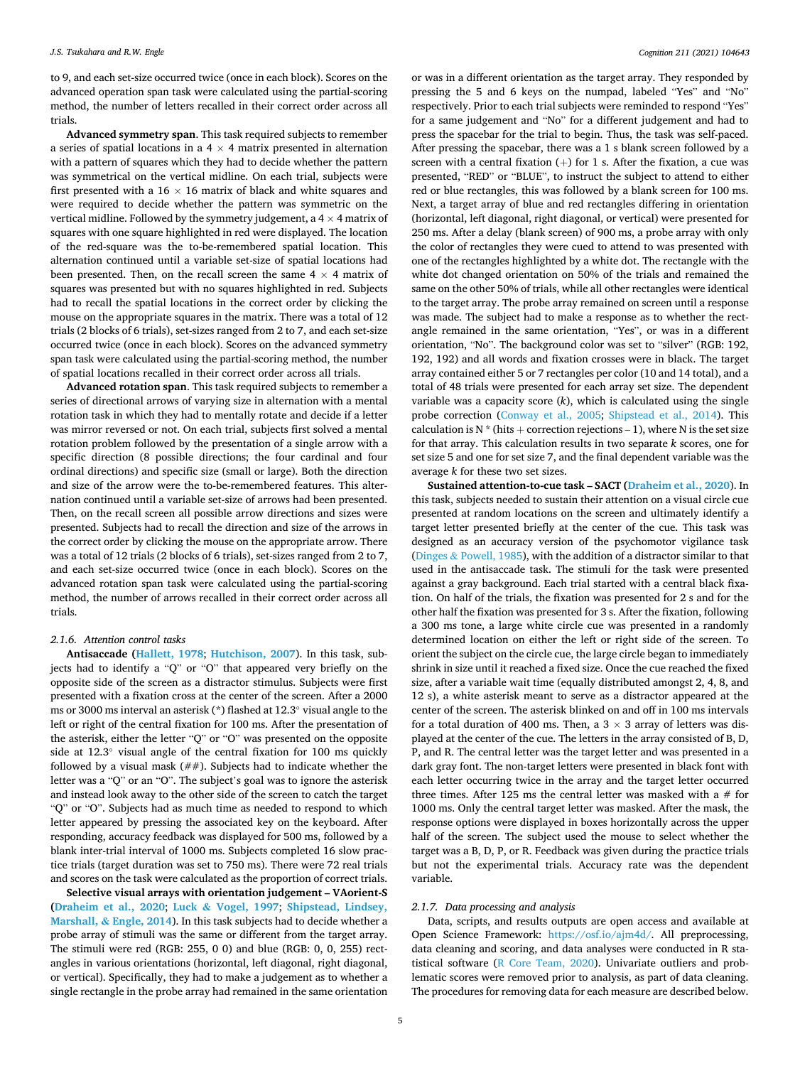to 9, and each set-size occurred twice (once in each block). Scores on the advanced operation span task were calculated using the partial-scoring method, the number of letters recalled in their correct order across all trials.

**Advanced symmetry span**. This task required subjects to remember a series of spatial locations in a 4 × 4 matrix presented in alternation with a pattern of squares which they had to decide whether the pattern was symmetrical on the vertical midline. On each trial, subjects were first presented with a 16 × 16 matrix of black and white squares and were required to decide whether the pattern was symmetric on the vertical midline. Followed by the symmetry judgement, a 4 × 4 matrix of squares with one square highlighted in red were displayed. The location of the red-square was the to-be-remembered spatial location. This alternation continued until a variable set-size of spatial locations had been presented. Then, on the recall screen the same 4 × 4 matrix of squares was presented but with no squares highlighted in red. Subjects had to recall the spatial locations in the correct order by clicking the mouse on the appropriate squares in the matrix. There was a total of 12 trials (2 blocks of 6 trials), set-sizes ranged from 2 to 7, and each set-size occurred twice (once in each block). Scores on the advanced symmetry span task were calculated using the partial-scoring method, the number of spatial locations recalled in their correct order across all trials.

**Advanced rotation span**. This task required subjects to remember a series of directional arrows of varying size in alternation with a mental rotation task in which they had to mentally rotate and decide if a letter was mirror reversed or not. On each trial, subjects first solved a mental rotation problem followed by the presentation of a single arrow with a specific direction (8 possible directions; the four cardinal and four ordinal directions) and specific size (small or large). Both the direction and size of the arrow were the to-be-remembered features. This alternation continued until a variable set-size of arrows had been presented. Then, on the recall screen all possible arrow directions and sizes were presented. Subjects had to recall the direction and size of the arrows in the correct order by clicking the mouse on the appropriate arrow. There was a total of 12 trials (2 blocks of 6 trials), set-sizes ranged from 2 to 7, and each set-size occurred twice (once in each block). Scores on the advanced rotation span task were calculated using the partial-scoring method, the number of arrows recalled in their correct order across all trials.

### 2.1.6. Attention control tasks

**Antisaccade** (Hallett, 1978; Hutchison, 2007). In this task, subjects had to identify a "Q" or "O" that appeared very briefly on the opposite side of the screen as a distractor stimulus. Subjects were first presented with a fixation cross at the center of the screen. After a 2000 ms or 3000 ms interval an asterisk (*) flashed at 12.3° visual angle to the left or right of the central fixation for 100 ms. After the presentation of the asterisk, either the letter "Q" or "O" was presented on the opposite side at 12.3° visual angle of the central fixation for 100 ms quickly followed by a visual mask (##). Subjects had to indicate whether the letter was a "Q" or an "O". The subject's goal was to ignore the asterisk and instead look away to the other side of the screen to catch the target "Q" or "O". Subjects had as much time as needed to respond to which letter appeared by pressing the associated key on the keyboard. After responding, accuracy feedback was displayed for 500 ms, followed by a blank inter-trial interval of 1000 ms. Subjects completed 16 slow practice trials (target duration was set to 750 ms). There were 72 real trials and scores on the task were calculated as the proportion of correct trials.

**Selective visual arrays with orientation judgement – VAorient-S** (Draheim et al., 2020; Luck & Vogel, 1997; Shipstead, Lindsey, Marshall, & Engle, 2014). In this task subjects had to decide whether a probe array of stimuli was the same or different from the target array. The stimuli were red (RGB: 255, 0 0) and blue (RGB: 0, 0, 255) rectangles in various orientations (horizontal, left diagonal, right diagonal, or vertical). Specifically, they had to make a judgement as to whether a single rectangle in the probe array had remained in the same orientation or was in a different orientation as the target array. They responded by pressing the 5 and 6 keys on the numpad, labeled "Yes" and "No" respectively. Prior to each trial subjects were reminded to respond "Yes" for a same judgement and "No" for a different judgement and had to press the spacebar for the trial to begin. Thus, the task was self-paced. After pressing the spacebar, there was a 1 s blank screen followed by a screen with a central fixation (+) for 1 s. After the fixation, a cue was presented, "RED" or "BLUE", to instruct the subject to attend to either red or blue rectangles, this was followed by a blank screen for 100 ms. Next, a target array of blue and red rectangles differing in orientation (horizontal, left diagonal, right diagonal, or vertical) were presented for 250 ms. After a delay (blank screen) of 900 ms, a probe array with only the color of rectangles they were cued to attend to was presented with one of the rectangles highlighted by a white dot. The rectangle with the white dot changed orientation on 50% of the trials and remained the same on the other 50% of trials, while all other rectangles were identical to the target array. The probe array remained on screen until a response was made. The subject had to make a response as to whether the rectangle remained in the same orientation, "Yes", or was in a different orientation, "No". The background color was set to "silver" (RGB: 192, 192, 192) and all words and fixation crosses were in black. The target array contained either 5 or 7 rectangles per color (10 and 14 total), and a total of 48 trials were presented for each array set size. The dependent variable was a capacity score ($k$), which is calculated using the single probe correction (Conway et al., 2005; Shipstead et al., 2014). This calculation is N * (hits + correction rejections – 1), where N is the set size for that array. This calculation results in two separate $k$ scores, one for set size 5 and one for set size 7, and the final dependent variable was the average $k$ for these two set sizes.

**Sustained attention-to-cue task – SACT** (Draheim et al., 2020). In this task, subjects needed to sustain their attention on a visual circle cue presented at random locations on the screen and ultimately identify a target letter presented briefly at the center of the cue. This task was designed as an accuracy version of the psychomotor vigilance task (Dinges & Powell, 1985), with the addition of a distractor similar to that used in the antisaccade task. The stimuli for the task were presented against a gray background. Each trial started with a central black fixation. On half of the trials, the fixation was presented for 2 s and for the other half the fixation was presented for 3 s. After the fixation, following a 300 ms tone, a large white circle cue was presented in a randomly determined location on either the left or right side of the screen. To orient the subject on the circle cue, the large circle began to immediately shrink in size until it reached a fixed size. Once the cue reached the fixed size, after a variable wait time (equally distributed amongst 2, 4, 8, and 12 s), a white asterisk meant to serve as a distractor appeared at the center of the screen. The asterisk blinked on and off in 100 ms intervals for a total duration of 400 ms. Then, a 3 × 3 array of letters was displayed at the center of the cue. The letters in the array consisted of B, D, P, and R. The central letter was the target letter and was presented in a dark gray font. The non-target letters were presented in black font with each letter occurring twice in the array and the target letter occurred three times. After 125 ms the central letter was masked with a # for 1000 ms. Only the central target letter was masked. After the mask, the response options were displayed in boxes horizontally across the upper half of the screen. The subject used the mouse to select whether the target was a B, D, P, or R. Feedback was given during the practice trials but not the experimental trials. Accuracy rate was the dependent variable.

### 2.1.7. Data processing and analysis

Data, scripts, and results outputs are open access and available at Open Science Framework: https://osf.io/ajm4d/. All preprocessing, data cleaning and scoring, and data analyses were conducted in R statistical software (R Core Team, 2020). Univariate outliers and problematic scores were removed prior to analysis, as part of data cleaning. The procedures for removing data for each measure are described below.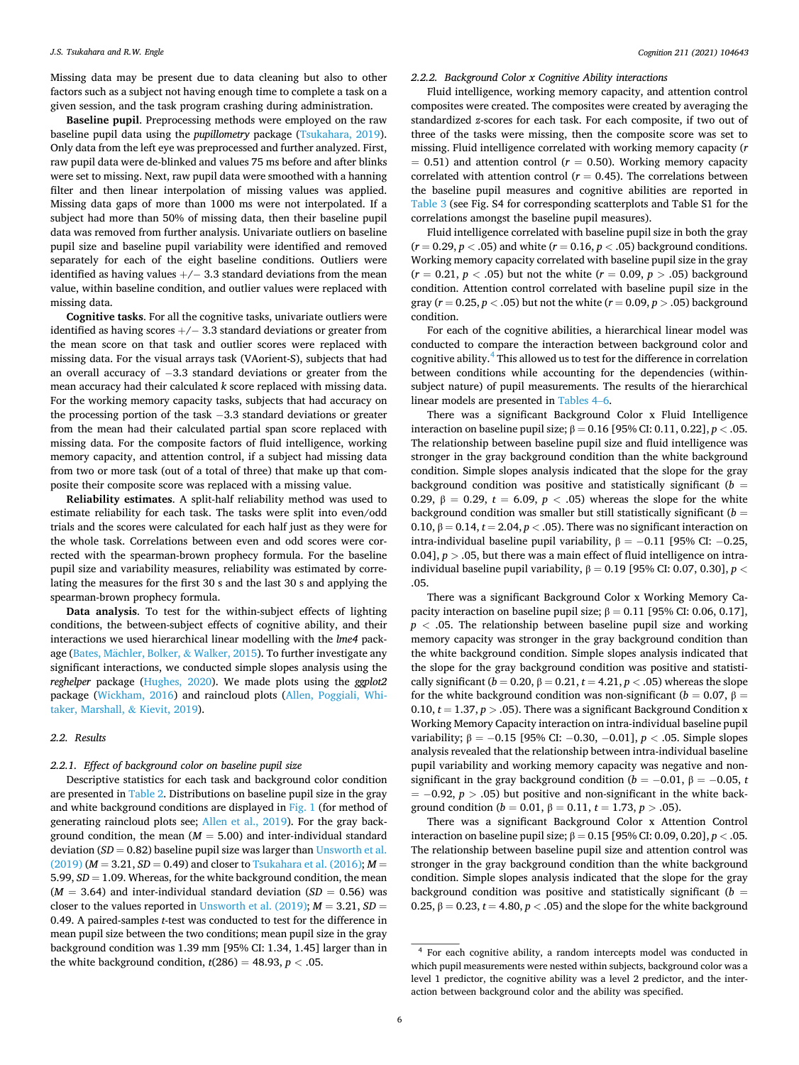Missing data may be present due to data cleaning but also to other factors such as a subject not having enough time to complete a task on a given session, and the task program crashing during administration.

**Baseline pupil**. Preprocessing methods were employed on the raw baseline pupil data using the *pupillometry* package (Tsukahara, 2019). Only data from the left eye was preprocessed and further analyzed. First, raw pupil data were de-blinked and values 75 ms before and after blinks were set to missing. Next, raw pupil data were smoothed with a hanning filter and then linear interpolation of missing values was applied. Missing data gaps of more than 1000 ms were not interpolated. If a subject had more than 50% of missing data, then their baseline pupil data was removed from further analysis. Univariate outliers on baseline pupil size and baseline pupil variability were identified and removed separately for each of the eight baseline conditions. Outliers were identified as having values +/− 3.3 standard deviations from the mean value, within baseline condition, and outlier values were replaced with missing data.

**Cognitive tasks**. For all the cognitive tasks, univariate outliers were identified as having scores +/− 3.3 standard deviations or greater from the mean score on that task and outlier scores were replaced with missing data. For the visual arrays task (VAorient-S), subjects that had an overall accuracy of −3.3 standard deviations or greater from the mean accuracy had their calculated *k* score replaced with missing data. For the working memory capacity tasks, subjects that had accuracy on the processing portion of the task −3.3 standard deviations or greater from the mean had their calculated partial span score replaced with missing data. For the composite factors of fluid intelligence, working memory capacity, and attention control, if a subject had missing data from two or more task (out of a total of three) that make up that composite their composite score was replaced with a missing value.

**Reliability estimates**. A split-half reliability method was used to estimate reliability for each task. The tasks were split into even/odd trials and the scores were calculated for each half just as they were for the whole task. Correlations between even and odd scores were corrected with the spearman-brown prophecy formula. For the baseline pupil size and variability measures, reliability was estimated by correlating the measures for the first 30 s and the last 30 s and applying the spearman-brown prophecy formula.

**Data analysis**. To test for the within-subject effects of lighting conditions, the between-subject effects of cognitive ability, and their interactions we used hierarchical linear modelling with the *lme4* package (Bates, Mächler, Bolker, & Walker, 2015). To further investigate any significant interactions, we conducted simple slopes analysis using the *reghelper* package (Hughes, 2020). We made plots using the *ggplot2* package (Wickham, 2016) and raincloud plots (Allen, Poggiali, Whitaker, Marshall, & Kievit, 2019).

## 2.2. Results

### 2.2.1. Effect of background color on baseline pupil size

Descriptive statistics for each task and background color condition are presented in Table 2. Distributions on baseline pupil size in the gray and white background conditions are displayed in Fig. 1 (for method of generating raincloud plots see; Allen et al., 2019). For the gray background condition, the mean ($M = 5.00$) and inter-individual standard deviation ($SD = 0.82$) baseline pupil size was larger than Unsworth et al. (2019) ($M = 3.21$, $SD = 0.49$) and closer to Tsukahara et al. (2016); $M = 5.99$, $SD = 1.09$. Whereas, for the white background condition, the mean ($M = 3.64$) and inter-individual standard deviation ($SD = 0.56$) was closer to the values reported in Unsworth et al. (2019); $M = 3.21$, $SD = 0.49$. A paired-samples *t*-test was conducted to test for the difference in mean pupil size between the two conditions; mean pupil size in the gray background condition was 1.39 mm [95% CI: 1.34, 1.45] larger than in the white background condition, $t(286) = 48.93$, $p < .05$.

### 2.2.2. Background Color x Cognitive Ability interactions

Fluid intelligence, working memory capacity, and attention control composites were created. The composites were created by averaging the standardized *z*-scores for each task. For each composite, if two out of three of the tasks were missing, then the composite score was set to missing. Fluid intelligence correlated with working memory capacity ($r = 0.51$) and attention control ($r = 0.50$). Working memory capacity correlated with attention control ($r = 0.45$). The correlations between the baseline pupil measures and cognitive abilities are reported in Table 3 (see Fig. S4 for corresponding scatterplots and Table S1 for the correlations amongst the baseline pupil measures).

Fluid intelligence correlated with baseline pupil size in both the gray ($r = 0.29$, $p < .05$) and white ($r = 0.16$, $p < .05$) background conditions. Working memory capacity correlated with baseline pupil size in the gray ($r = 0.21$, $p < .05$) but not the white ($r = 0.09$, $p > .05$) background condition. Attention control correlated with baseline pupil size in the gray ($r = 0.25$, $p < .05$) but not the white ($r = 0.09$, $p > .05$) background condition.

For each of the cognitive abilities, a hierarchical linear model was conducted to compare the interaction between background color and cognitive ability.[4] This allowed us to test for the difference in correlation between conditions while accounting for the dependencies (within-subject nature) of pupil measurements. The results of the hierarchical linear models are presented in Tables 4–6.

There was a significant Background Color x Fluid Intelligence interaction on baseline pupil size; $\beta = 0.16$ [95% CI: 0.11, 0.22], $p < .05$. The relationship between baseline pupil size and fluid intelligence was stronger in the gray background condition than the white background condition. Simple slopes analysis indicated that the slope for the gray background condition was positive and statistically significant ($b = 0.29$, $\beta = 0.29$, $t = 6.09$, $p < .05$) whereas the slope for the white background condition was smaller but still statistically significant ($b = 0.10$, $\beta = 0.14$, $t = 2.04$, $p < .05$). There was no significant interaction on intra-individual baseline pupil variability, $\beta = -0.11$ [95% CI: −0.25, 0.04], $p > .05$, but there was a main effect of fluid intelligence on intra-individual baseline pupil variability, $\beta = 0.19$ [95% CI: 0.07, 0.30], $p < .05$.

There was a significant Background Color x Working Memory Capacity interaction on baseline pupil size; $\beta = 0.11$ [95% CI: 0.06, 0.17], $p < .05$. The relationship between baseline pupil size and working memory capacity was stronger in the gray background condition than the white background condition. Simple slopes analysis indicated that the slope for the gray background condition was positive and statistically significant ($b = 0.20$, $\beta = 0.21$, $t = 4.21$, $p < .05$) whereas the slope for the white background condition was non-significant ($b = 0.07$, $\beta = 0.10$, $t = 1.37$, $p > .05$). There was a significant Background Condition x Working Memory Capacity interaction on intra-individual baseline pupil variability; $\beta = -0.15$ [95% CI: −0.30, −0.01], $p < .05$. Simple slopes analysis revealed that the relationship between intra-individual baseline pupil variability and working memory capacity was negative and non-significant in the gray background condition ($b = -0.01$, $\beta = -0.05$, $t = -0.92$, $p > .05$) but positive and non-significant in the white background condition ($b = 0.01$, $\beta = 0.11$, $t = 1.73$, $p > .05$).

There was a significant Background Color x Attention Control interaction on baseline pupil size; $\beta = 0.15$ [95% CI: 0.09, 0.20], $p < .05$. The relationship between baseline pupil size and attention control was stronger in the gray background condition than the white background condition. Simple slopes analysis indicated that the slope for the gray background condition was positive and statistically significant ($b = 0.25$, $\beta = 0.23$, $t = 4.80$, $p < .05$) and the slope for the white background

---

[4] For each cognitive ability, a random intercepts model was conducted in which pupil measurements were nested within subjects, background color was a level 1 predictor, the cognitive ability was a level 2 predictor, and the interaction between background color and the ability was specified.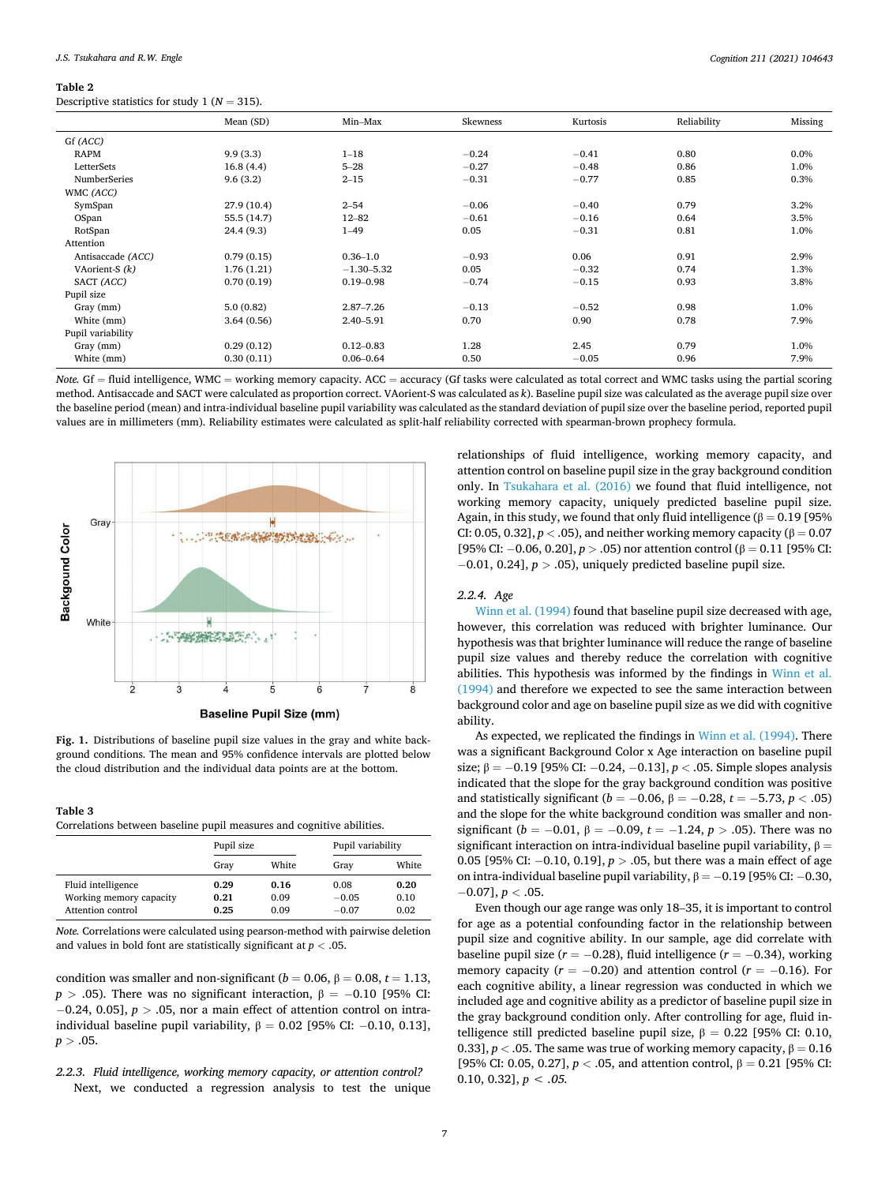**Table 2**
Descriptive statistics for study 1 ($N = 315$).

| | Mean (SD) | Min–Max | Skewness | Kurtosis | Reliability | Missing |
|---|---|---|---|---|---|---|
| Gf *(ACC)* | | | | | | |
| RAPM | 9.9 (3.3) | 1–18 | −0.24 | −0.41 | 0.80 | 0.0% |
| LetterSets | 16.8 (4.4) | 5–28 | −0.27 | −0.48 | 0.86 | 1.0% |
| NumberSeries | 9.6 (3.2) | 2–15 | −0.31 | −0.77 | 0.85 | 0.3% |
| WMC *(ACC)* | | | | | | |
| SymSpan | 27.9 (10.4) | 2–54 | −0.06 | −0.40 | 0.79 | 3.2% |
| OSpan | 55.5 (14.7) | 12–82 | −0.61 | −0.16 | 0.64 | 3.5% |
| RotSpan | 24.4 (9.3) | 1–49 | 0.05 | −0.31 | 0.81 | 1.0% |
| Attention | | | | | | |
| Antisaccade *(ACC)* | 0.79 (0.15) | 0.36–1.0 | −0.93 | 0.06 | 0.91 | 2.9% |
| VAorient-S *(k)* | 1.76 (1.21) | −1.30–5.32 | 0.05 | −0.32 | 0.74 | 1.3% |
| SACT *(ACC)* | 0.70 (0.19) | 0.19–0.98 | −0.74 | −0.15 | 0.93 | 3.8% |
| Pupil size | | | | | | |
| Gray (mm) | 5.0 (0.82) | 2.87–7.26 | −0.13 | −0.52 | 0.98 | 1.0% |
| White (mm) | 3.64 (0.56) | 2.40–5.91 | 0.70 | 0.90 | 0.78 | 7.9% |
| Pupil variability | | | | | | |
| Gray (mm) | 0.29 (0.12) | 0.12–0.83 | 1.28 | 2.45 | 0.79 | 1.0% |
| White (mm) | 0.30 (0.11) | 0.06–0.64 | 0.50 | −0.05 | 0.96 | 7.9% |

*Note.* Gf = fluid intelligence, WMC = working memory capacity. ACC = accuracy (Gf tasks were calculated as total correct and WMC tasks using the partial scoring method. Antisaccade and SACT were calculated as proportion correct. VAorient-S was calculated as *k*). Baseline pupil size was calculated as the average pupil size over the baseline period (mean) and intra-individual baseline pupil variability was calculated as the standard deviation of pupil size over the baseline period, reported pupil values are in millimeters (mm). Reliability estimates were calculated as split-half reliability corrected with spearman-brown prophecy formula.

**Fig. 1.** Distributions of baseline pupil size values in the gray and white background conditions. The mean and 95% confidence intervals are plotted below the cloud distribution and the individual data points are at the bottom.

**Table 3**
Correlations between baseline pupil measures and cognitive abilities.

| | Pupil size | | Pupil variability | |
|---|---|---|---|---|
| | Gray | White | Gray | White |
| Fluid intelligence | **0.29** | **0.16** | 0.08 | **0.20** |
| Working memory capacity | **0.21** | 0.09 | −0.05 | 0.10 |
| Attention control | **0.25** | 0.09 | −0.07 | 0.02 |

*Note.* Correlations were calculated using pearson-method with pairwise deletion and values in bold font are statistically significant at $p < .05$.

condition was smaller and non-significant ($b = 0.06$, $\beta = 0.08$, $t = 1.13$, $p > .05$). There was no significant interaction, $\beta = -0.10$ [95% CI: $-0.24$, 0.05], $p > .05$, nor a main effect of attention control on intra-individual baseline pupil variability, $\beta = 0.02$ [95% CI: $-0.10$, 0.13], $p > .05$.

### 2.2.3. *Fluid intelligence, working memory capacity, or attention control?*

Next, we conducted a regression analysis to test the unique relationships of fluid intelligence, working memory capacity, and attention control on baseline pupil size in the gray background condition only. In Tsukahara et al. (2016) we found that fluid intelligence, not working memory capacity, uniquely predicted baseline pupil size. Again, in this study, we found that only fluid intelligence ($\beta = 0.19$ [95% CI: 0.05, 0.32], $p < .05$), and neither working memory capacity ($\beta = 0.07$ [95% CI: $-0.06$, 0.20], $p > .05$) nor attention control ($\beta = 0.11$ [95% CI: $-0.01$, 0.24], $p > .05$), uniquely predicted baseline pupil size.

### 2.2.4. *Age*

Winn et al. (1994) found that baseline pupil size decreased with age, however, this correlation was reduced with brighter luminance. Our hypothesis was that brighter luminance will reduce the range of baseline pupil size values and thereby reduce the correlation with cognitive abilities. This hypothesis was informed by the findings in Winn et al. (1994) and therefore we expected to see the same interaction between background color and age on baseline pupil size as we did with cognitive ability.

As expected, we replicated the findings in Winn et al. (1994). There was a significant Background Color x Age interaction on baseline pupil size; $\beta = -0.19$ [95% CI: $-0.24$, $-0.13$], $p < .05$. Simple slopes analysis indicated that the slope for the gray background condition was positive and statistically significant ($b = -0.06$, $\beta = -0.28$, $t = -5.73$, $p < .05$) and the slope for the white background condition was smaller and non-significant ($b = -0.01$, $\beta = -0.09$, $t = -1.24$, $p > .05$). There was no significant interaction on intra-individual baseline pupil variability, $\beta = 0.05$ [95% CI: $-0.10$, 0.19], $p > .05$, but there was a main effect of age on intra-individual baseline pupil variability, $\beta = -0.19$ [95% CI: $-0.30$, $-0.07$], $p < .05$.

Even though our age range was only 18–35, it is important to control for age as a potential confounding factor in the relationship between pupil size and cognitive ability. In our sample, age did correlate with baseline pupil size ($r = -0.28$), fluid intelligence ($r = -0.34$), working memory capacity ($r = -0.20$) and attention control ($r = -0.16$). For each cognitive ability, a linear regression was conducted in which we included age and cognitive ability as a predictor of baseline pupil size in the gray background condition only. After controlling for age, fluid intelligence still predicted baseline pupil size, $\beta = 0.22$ [95% CI: 0.10, 0.33], $p < .05$. The same was true of working memory capacity, $\beta = 0.16$ [95% CI: 0.05, 0.27], $p < .05$, and attention control, $\beta = 0.21$ [95% CI: 0.10, 0.32], $p < .05$.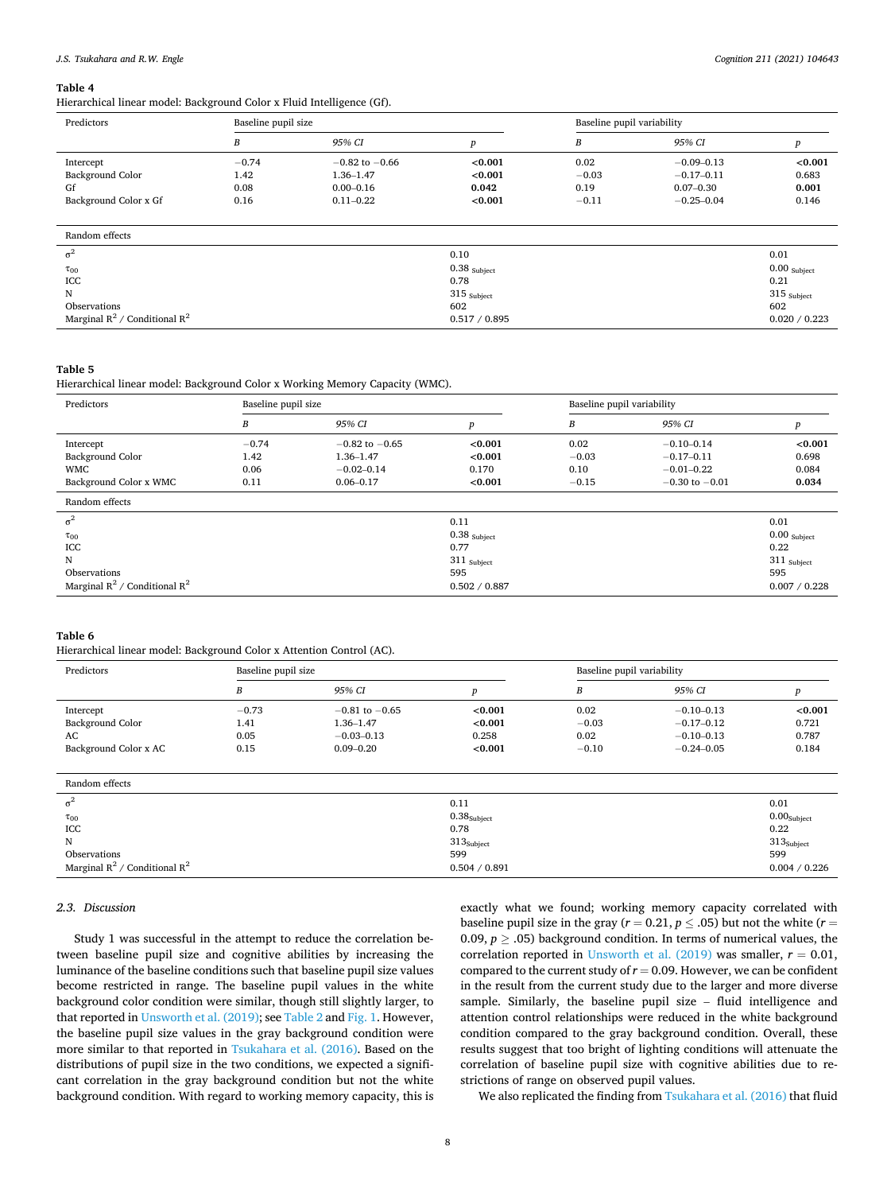**Table 4**
Hierarchical linear model: Background Color x Fluid Intelligence (Gf).

| Predictors | Baseline pupil size | | | Baseline pupil variability | | |
|---|---|---|---|---|---|---|
| | *B* | *95% CI* | *p* | *B* | *95% CI* | *p* |
| Intercept | −0.74 | −0.82 to −0.66 | **<0.001** | 0.02 | −0.09–0.13 | **<0.001** |
| Background Color | 1.42 | 1.36–1.47 | **<0.001** | −0.03 | −0.17–0.11 | 0.683 |
| Gf | 0.08 | 0.00–0.16 | **0.042** | 0.19 | 0.07–0.30 | **0.001** |
| Background Color x Gf | 0.16 | 0.11–0.22 | **<0.001** | −0.11 | −0.25–0.04 | 0.146 |
| Random effects | | | | | | |
| $\sigma^2$ | | | 0.10 | | | 0.01 |
| $\tau_{00}$ | | | 0.38 $_{Subject}$ | | | 0.00 $_{Subject}$ |
| ICC | | | 0.78 | | | 0.21 |
| N | | | 315 $_{Subject}$ | | | 315 $_{Subject}$ |
| Observations | | | 602 | | | 602 |
| Marginal $R^2$ / Conditional $R^2$ | | | 0.517 / 0.895 | | | 0.020 / 0.223 |

**Table 5**
Hierarchical linear model: Background Color x Working Memory Capacity (WMC).

| Predictors | Baseline pupil size | | | Baseline pupil variability | | |
|---|---|---|---|---|---|---|
| | *B* | *95% CI* | *p* | *B* | *95% CI* | *p* |
| Intercept | −0.74 | −0.82 to −0.65 | **<0.001** | 0.02 | −0.10–0.14 | **<0.001** |
| Background Color | 1.42 | 1.36–1.47 | **<0.001** | −0.03 | −0.17–0.11 | 0.698 |
| WMC | 0.06 | −0.02–0.14 | 0.170 | 0.10 | −0.01–0.22 | 0.084 |
| Background Color x WMC | 0.11 | 0.06–0.17 | **<0.001** | −0.15 | −0.30 to −0.01 | **0.034** |
| Random effects | | | | | | |
| $\sigma^2$ | | | 0.11 | | | 0.01 |
| $\tau_{00}$ | | | 0.38 $_{Subject}$ | | | 0.00 $_{Subject}$ |
| ICC | | | 0.77 | | | 0.22 |
| N | | | 311 $_{Subject}$ | | | 311 $_{Subject}$ |
| Observations | | | 595 | | | 595 |
| Marginal $R^2$ / Conditional $R^2$ | | | 0.502 / 0.887 | | | 0.007 / 0.228 |

**Table 6**
Hierarchical linear model: Background Color x Attention Control (AC).

| Predictors | Baseline pupil size | | | Baseline pupil variability | | |
|---|---|---|---|---|---|---|
| | *B* | *95% CI* | *p* | *B* | *95% CI* | *p* |
| Intercept | −0.73 | −0.81 to −0.65 | **<0.001** | 0.02 | −0.10–0.13 | **<0.001** |
| Background Color | 1.41 | 1.36–1.47 | **<0.001** | −0.03 | −0.17–0.12 | 0.721 |
| AC | 0.05 | −0.03–0.13 | 0.258 | 0.02 | −0.10–0.13 | 0.787 |
| Background Color x AC | 0.15 | 0.09–0.20 | **<0.001** | −0.10 | −0.24–0.05 | 0.184 |
| Random effects | | | | | | |
| $\sigma^2$ | | | 0.11 | | | 0.01 |
| $\tau_{00}$ | | | 0.38$_{Subject}$ | | | 0.00$_{Subject}$ |
| ICC | | | 0.78 | | | 0.22 |
| N | | | 313$_{Subject}$ | | | 313$_{Subject}$ |
| Observations | | | 599 | | | 599 |
| Marginal $R^2$ / Conditional $R^2$ | | | 0.504 / 0.891 | | | 0.004 / 0.226 |

### 2.3. Discussion

Study 1 was successful in the attempt to reduce the correlation between baseline pupil size and cognitive abilities by increasing the luminance of the baseline conditions such that baseline pupil size values become restricted in range. The baseline pupil values in the white background color condition were similar, though still slightly larger, to that reported in Unsworth et al. (2019); see Table 2 and Fig. 1. However, the baseline pupil size values in the gray background condition were more similar to that reported in Tsukahara et al. (2016). Based on the distributions of pupil size in the two conditions, we expected a significant correlation in the gray background condition but not the white background condition. With regard to working memory capacity, this is exactly what we found; working memory capacity correlated with baseline pupil size in the gray ($r = 0.21$, $p \leq .05$) but not the white ($r = 0.09$, $p \geq .05$) background condition. In terms of numerical values, the correlation reported in Unsworth et al. (2019) was smaller, $r = 0.01$, compared to the current study of $r = 0.09$. However, we can be confident in the result from the current study due to the larger and more diverse sample. Similarly, the baseline pupil size – fluid intelligence and attention control relationships were reduced in the white background condition compared to the gray background condition. Overall, these results suggest that too bright of lighting conditions will attenuate the correlation of baseline pupil size with cognitive abilities due to restrictions of range on observed pupil values.

We also replicated the finding from Tsukahara et al. (2016) that fluid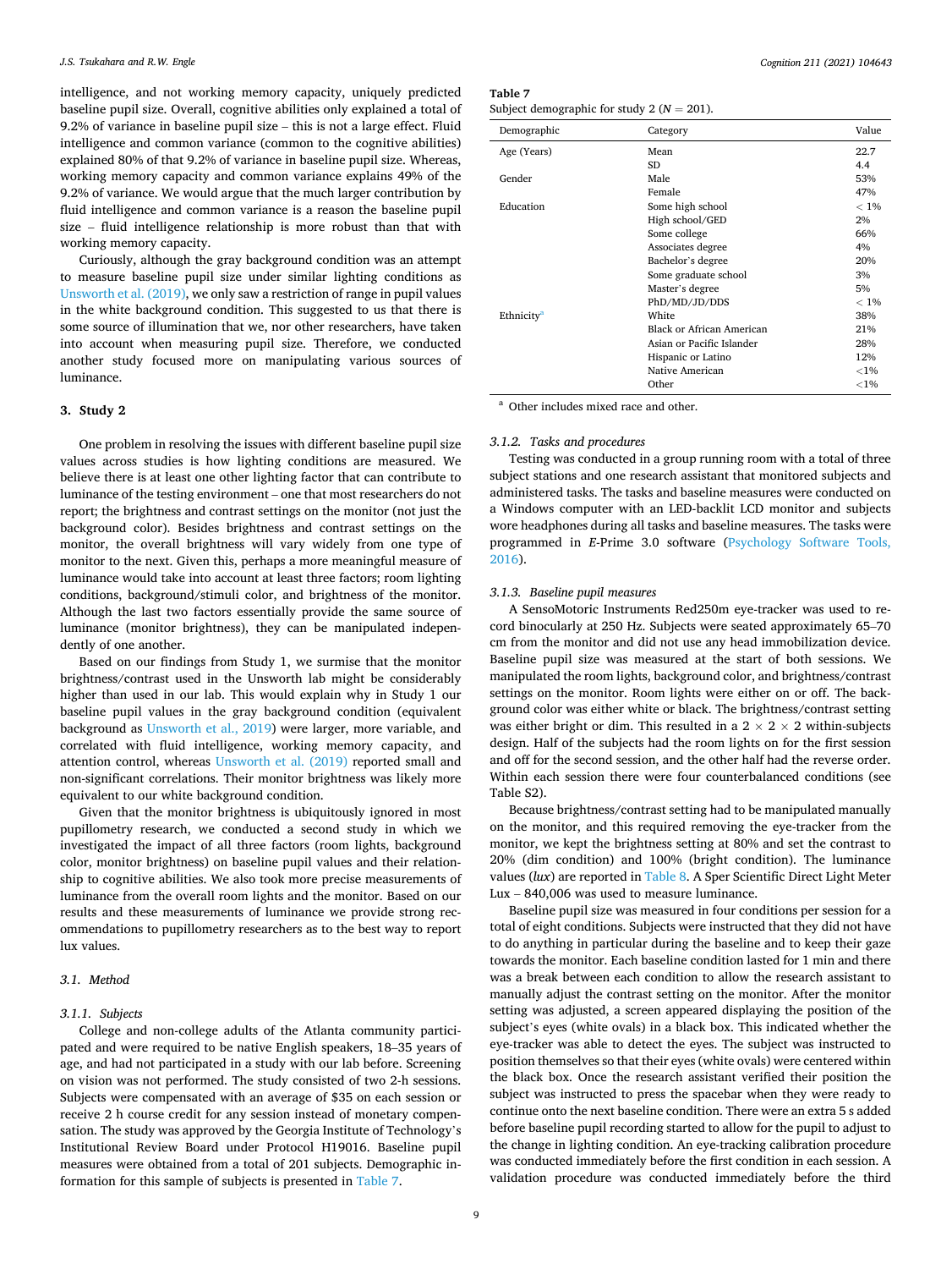intelligence, and not working memory capacity, uniquely predicted baseline pupil size. Overall, cognitive abilities only explained a total of 9.2% of variance in baseline pupil size – this is not a large effect. Fluid intelligence and common variance (common to the cognitive abilities) explained 80% of that 9.2% of variance in baseline pupil size. Whereas, working memory capacity and common variance explains 49% of the 9.2% of variance. We would argue that the much larger contribution by fluid intelligence and common variance is a reason the baseline pupil size – fluid intelligence relationship is more robust than that with working memory capacity.

Curiously, although the gray background condition was an attempt to measure baseline pupil size under similar lighting conditions as Unsworth et al. (2019), we only saw a restriction of range in pupil values in the white background condition. This suggested to us that there is some source of illumination that we, nor other researchers, have taken into account when measuring pupil size. Therefore, we conducted another study focused more on manipulating various sources of luminance.

## 3. Study 2

One problem in resolving the issues with different baseline pupil size values across studies is how lighting conditions are measured. We believe there is at least one other lighting factor that can contribute to luminance of the testing environment – one that most researchers do not report; the brightness and contrast settings on the monitor (not just the background color). Besides brightness and contrast settings on the monitor, the overall brightness will vary widely from one type of monitor to the next. Given this, perhaps a more meaningful measure of luminance would take into account at least three factors; room lighting conditions, background/stimuli color, and brightness of the monitor. Although the last two factors essentially provide the same source of luminance (monitor brightness), they can be manipulated independently of one another.

Based on our findings from Study 1, we surmise that the monitor brightness/contrast used in the Unsworth lab might be considerably higher than used in our lab. This would explain why in Study 1 our baseline pupil values in the gray background condition (equivalent background as Unsworth et al., 2019) were larger, more variable, and correlated with fluid intelligence, working memory capacity, and attention control, whereas Unsworth et al. (2019) reported small and non-significant correlations. Their monitor brightness was likely more equivalent to our white background condition.

Given that the monitor brightness is ubiquitously ignored in most pupillometry research, we conducted a second study in which we investigated the impact of all three factors (room lights, background color, monitor brightness) on baseline pupil values and their relationship to cognitive abilities. We also took more precise measurements of luminance from the overall room lights and the monitor. Based on our results and these measurements of luminance we provide strong recommendations to pupillometry researchers as to the best way to report lux values.

### 3.1. Method

#### 3.1.1. Subjects

College and non-college adults of the Atlanta community participated and were required to be native English speakers, 18–35 years of age, and had not participated in a study with our lab before. Screening on vision was not performed. The study consisted of two 2-h sessions. Subjects were compensated with an average of $35 on each session or receive 2 h course credit for any session instead of monetary compensation. The study was approved by the Georgia Institute of Technology's Institutional Review Board under Protocol H19016. Baseline pupil measures were obtained from a total of 201 subjects. Demographic information for this sample of subjects is presented in Table 7.

**Table 7**
Subject demographic for study 2 ($N = 201$).

| Demographic | Category | Value |
|---|---|---|
| Age (Years) | Mean | 22.7 |
| | SD | 4.4 |
| Gender | Male | 53% |
| | Female | 47% |
| Education | Some high school | < 1% |
| | High school/GED | 2% |
| | Some college | 66% |
| | Associates degree | 4% |
| | Bachelor's degree | 20% |
| | Some graduate school | 3% |
| | Master's degree | 5% |
| | PhD/MD/JD/DDS | < 1% |
| Ethnicity[a] | White | 38% |
| | Black or African American | 21% |
| | Asian or Pacific Islander | 28% |
| | Hispanic or Latino | 12% |
| | Native American | <1% |
| | Other | <1% |

[a] Other includes mixed race and other.

#### 3.1.2. Tasks and procedures

Testing was conducted in a group running room with a total of three subject stations and one research assistant that monitored subjects and administered tasks. The tasks and baseline measures were conducted on a Windows computer with an LED-backlit LCD monitor and subjects wore headphones during all tasks and baseline measures. The tasks were programmed in *E*-Prime 3.0 software (Psychology Software Tools, 2016).

#### 3.1.3. Baseline pupil measures

A SensoMotoric Instruments Red250m eye-tracker was used to record binocularly at 250 Hz. Subjects were seated approximately 65–70 cm from the monitor and did not use any head immobilization device. Baseline pupil size was measured at the start of both sessions. We manipulated the room lights, background color, and brightness/contrast settings on the monitor. Room lights were either on or off. The background color was either white or black. The brightness/contrast setting was either bright or dim. This resulted in a 2 × 2 × 2 within-subjects design. Half of the subjects had the room lights on for the first session and off for the second session, and the other half had the reverse order. Within each session there were four counterbalanced conditions (see Table S2).

Because brightness/contrast setting had to be manipulated manually on the monitor, and this required removing the eye-tracker from the monitor, we kept the brightness setting at 80% and set the contrast to 20% (dim condition) and 100% (bright condition). The luminance values (*lux*) are reported in Table 8. A Sper Scientific Direct Light Meter Lux – 840,006 was used to measure luminance.

Baseline pupil size was measured in four conditions per session for a total of eight conditions. Subjects were instructed that they did not have to do anything in particular during the baseline and to keep their gaze towards the monitor. Each baseline condition lasted for 1 min and there was a break between each condition to allow the research assistant to manually adjust the contrast setting on the monitor. After the monitor setting was adjusted, a screen appeared displaying the position of the subject's eyes (white ovals) in a black box. This indicated whether the eye-tracker was able to detect the eyes. The subject was instructed to position themselves so that their eyes (white ovals) were centered within the black box. Once the research assistant verified their position the subject was instructed to press the spacebar when they were ready to continue onto the next baseline condition. There were an extra 5 s added before baseline pupil recording started to allow for the pupil to adjust to the change in lighting condition. An eye-tracking calibration procedure was conducted immediately before the first condition in each session. A validation procedure was conducted immediately before the third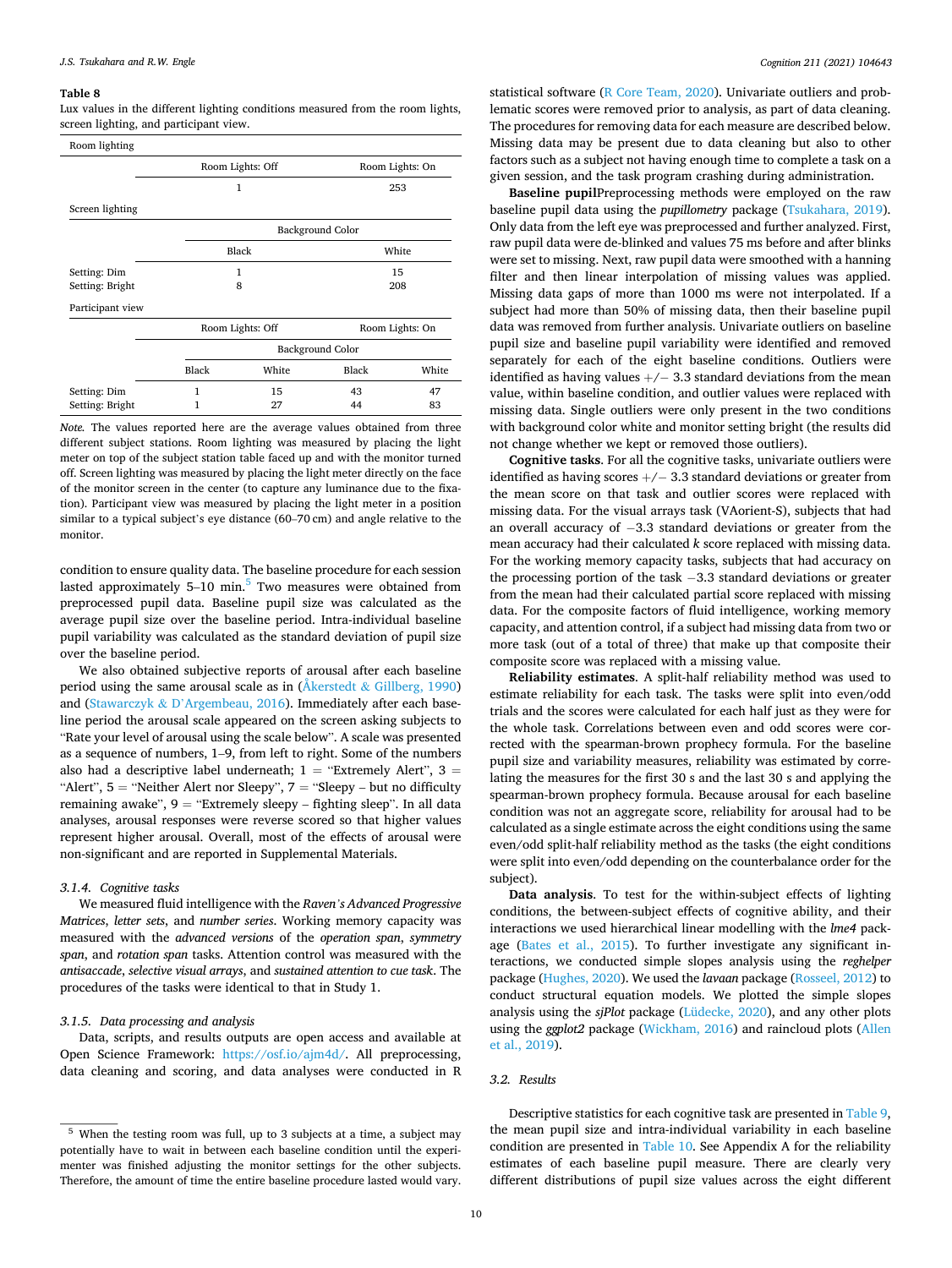**Table 8**
Lux values in the different lighting conditions measured from the room lights, screen lighting, and participant view.

| Room lighting | | | | |
|---|---|---|---|---|
| | Room Lights: Off | | Room Lights: On | |
| | 1 | | 253 | |
| **Screen lighting** | | | | |
| | Background Color | | | |
| | Black | | White | |
| Setting: Dim | 1 | | 15 | |
| Setting: Bright | 8 | | 208 | |
| **Participant view** | | | | |
| | Room Lights: Off | | Room Lights: On | |
| | Background Color | | | |
| | Black | White | Black | White |
| Setting: Dim | 1 | 15 | 43 | 47 |
| Setting: Bright | 1 | 27 | 44 | 83 |

*Note.* The values reported here are the average values obtained from three different subject stations. Room lighting was measured by placing the light meter on top of the subject station table faced up and with the monitor turned off. Screen lighting was measured by placing the light meter directly on the face of the monitor screen in the center (to capture any luminance due to the fixation). Participant view was measured by placing the light meter in a position similar to a typical subject's eye distance (60–70 cm) and angle relative to the monitor.

condition to ensure quality data. The baseline procedure for each session lasted approximately 5–10 min.[5] Two measures were obtained from preprocessed pupil data. Baseline pupil size was calculated as the average pupil size over the baseline period. Intra-individual baseline pupil variability was calculated as the standard deviation of pupil size over the baseline period.

We also obtained subjective reports of arousal after each baseline period using the same arousal scale as in (Åkerstedt & Gillberg, 1990) and (Stawarczyk & D'Argembeau, 2016). Immediately after each baseline period the arousal scale appeared on the screen asking subjects to "Rate your level of arousal using the scale below". A scale was presented as a sequence of numbers, 1–9, from left to right. Some of the numbers also had a descriptive label underneath; 1 = "Extremely Alert", 3 = "Alert", 5 = "Neither Alert nor Sleepy", 7 = "Sleepy – but no difficulty remaining awake", 9 = "Extremely sleepy – fighting sleep". In all data analyses, arousal responses were reverse scored so that higher values represent higher arousal. Overall, most of the effects of arousal were non-significant and are reported in Supplemental Materials.

### 3.1.4. Cognitive tasks

We measured fluid intelligence with the *Raven's Advanced Progressive Matrices*, *letter sets*, and *number series*. Working memory capacity was measured with the *advanced versions* of the *operation span*, *symmetry span*, and *rotation span* tasks. Attention control was measured with the *antisaccade*, *selective visual arrays*, and *sustained attention to cue task*. The procedures of the tasks were identical to that in Study 1.

### 3.1.5. Data processing and analysis

Data, scripts, and results outputs are open access and available at Open Science Framework: https://osf.io/ajm4d/. All preprocessing, data cleaning and scoring, and data analyses were conducted in R statistical software (R Core Team, 2020). Univariate outliers and problematic scores were removed prior to analysis, as part of data cleaning. The procedures for removing data for each measure are described below. Missing data may be present due to data cleaning but also to other factors such as a subject not having enough time to complete a task on a given session, and the task program crashing during administration.

**Baseline pupil**Preprocessing methods were employed on the raw baseline pupil data using the *pupillometry* package (Tsukahara, 2019). Only data from the left eye was preprocessed and further analyzed. First, raw pupil data were de-blinked and values 75 ms before and after blinks were set to missing. Next, raw pupil data were smoothed with a hanning filter and then linear interpolation of missing values was applied. Missing data gaps of more than 1000 ms were not interpolated. If a subject had more than 50% of missing data, then their baseline pupil data was removed from further analysis. Univariate outliers on baseline pupil size and baseline pupil variability were identified and removed separately for each of the eight baseline conditions. Outliers were identified as having values +/− 3.3 standard deviations from the mean value, within baseline condition, and outlier values were replaced with missing data. Single outliers were only present in the two conditions with background color white and monitor setting bright (the results did not change whether we kept or removed those outliers).

**Cognitive tasks**. For all the cognitive tasks, univariate outliers were identified as having scores +/− 3.3 standard deviations or greater from the mean score on that task and outlier scores were replaced with missing data. For the visual arrays task (VAorient-S), subjects that had an overall accuracy of −3.3 standard deviations or greater from the mean accuracy had their calculated *k* score replaced with missing data. For the working memory capacity tasks, subjects that had accuracy on the processing portion of the task −3.3 standard deviations or greater from the mean had their calculated partial score replaced with missing data. For the composite factors of fluid intelligence, working memory capacity, and attention control, if a subject had missing data from two or more task (out of a total of three) that make up that composite their composite score was replaced with a missing value.

**Reliability estimates**. A split-half reliability method was used to estimate reliability for each task. The tasks were split into even/odd trials and the scores were calculated for each half just as they were for the whole task. Correlations between even and odd scores were corrected with the spearman-brown prophecy formula. For the baseline pupil size and variability measures, reliability was estimated by correlating the measures for the first 30 s and the last 30 s and applying the spearman-brown prophecy formula. Because arousal for each baseline condition was not an aggregate score, reliability for arousal had to be calculated as a single estimate across the eight conditions using the same even/odd split-half reliability method as the tasks (the eight conditions were split into even/odd depending on the counterbalance order for the subject).

**Data analysis**. To test for the within-subject effects of lighting conditions, the between-subject effects of cognitive ability, and their interactions we used hierarchical linear modelling with the *lme4* package (Bates et al., 2015). To further investigate any significant interactions, we conducted simple slopes analysis using the *reghelper* package (Hughes, 2020). We used the *lavaan* package (Rosseel, 2012) to conduct structural equation models. We plotted the simple slopes analysis using the *sjPlot* package (Lüdecke, 2020), and any other plots using the *ggplot2* package (Wickham, 2016) and raincloud plots (Allen et al., 2019).

## 3.2. Results

Descriptive statistics for each cognitive task are presented in Table 9, the mean pupil size and intra-individual variability in each baseline condition are presented in Table 10. See Appendix A for the reliability estimates of each baseline pupil measure. There are clearly very different distributions of pupil size values across the eight different

[5] When the testing room was full, up to 3 subjects at a time, a subject may potentially have to wait in between each baseline condition until the experimenter was finished adjusting the monitor settings for the other subjects. Therefore, the amount of time the entire baseline procedure lasted would vary.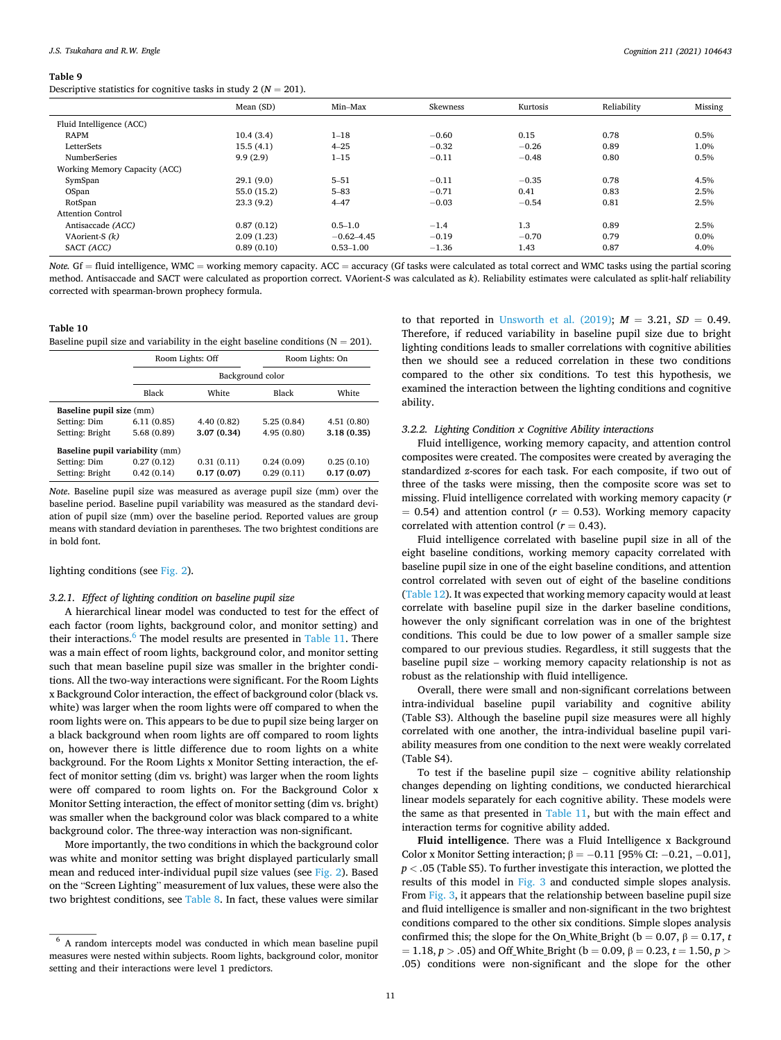**Table 9**

Descriptive statistics for cognitive tasks in study 2 (N = 201).

| | Mean (SD) | Min–Max | Skewness | Kurtosis | Reliability | Missing |
|---|---|---|---|---|---|---|
| Fluid Intelligence (ACC) | | | | | | |
| RAPM | 10.4 (3.4) | 1–18 | −0.60 | 0.15 | 0.78 | 0.5% |
| LetterSets | 15.5 (4.1) | 4–25 | −0.32 | −0.26 | 0.89 | 1.0% |
| NumberSeries | 9.9 (2.9) | 1–15 | −0.11 | −0.48 | 0.80 | 0.5% |
| Working Memory Capacity (ACC) | | | | | | |
| SymSpan | 29.1 (9.0) | 5–51 | −0.11 | −0.35 | 0.78 | 4.5% |
| OSpan | 55.0 (15.2) | 5–83 | −0.71 | 0.41 | 0.83 | 2.5% |
| RotSpan | 23.3 (9.2) | 4–47 | −0.03 | −0.54 | 0.81 | 2.5% |
| Attention Control | | | | | | |
| Antisaccade *(ACC)* | 0.87 (0.12) | 0.5–1.0 | −1.4 | 1.3 | 0.89 | 2.5% |
| VAorient-S *(k)* | 2.09 (1.23) | −0.62–4.45 | −0.19 | −0.70 | 0.79 | 0.0% |
| SACT *(ACC)* | 0.89 (0.10) | 0.53–1.00 | −1.36 | 1.43 | 0.87 | 4.0% |

*Note.* Gf = fluid intelligence, WMC = working memory capacity. ACC = accuracy (Gf tasks were calculated as total correct and WMC tasks using the partial scoring method. Antisaccade and SACT were calculated as proportion correct. VAorient-S was calculated as *k*). Reliability estimates were calculated as split-half reliability corrected with spearman-brown prophecy formula.

**Table 10**

Baseline pupil size and variability in the eight baseline conditions (N = 201).

| | Room Lights: Off | | Room Lights: On | |
|---|---|---|---|---|
| | Background color | | | |
| | Black | White | Black | White |
| **Baseline pupil size** (mm) | | | | |
| Setting: Dim | 6.11 (0.85) | 4.40 (0.82) | 5.25 (0.84) | 4.51 (0.80) |
| Setting: Bright | 5.68 (0.89) | **3.07 (0.34)** | 4.95 (0.80) | **3.18 (0.35)** |
| **Baseline pupil variability** (mm) | | | | |
| Setting: Dim | 0.27 (0.12) | 0.31 (0.11) | 0.24 (0.09) | 0.25 (0.10) |
| Setting: Bright | 0.42 (0.14) | **0.17 (0.07)** | 0.29 (0.11) | **0.17 (0.07)** |

*Note.* Baseline pupil size was measured as average pupil size (mm) over the baseline period. Baseline pupil variability was measured as the standard deviation of pupil size (mm) over the baseline period. Reported values are group means with standard deviation in parentheses. The two brightest conditions are in bold font.

lighting conditions (see Fig. 2).

#### 3.2.1. Effect of lighting condition on baseline pupil size

A hierarchical linear model was conducted to test for the effect of each factor (room lights, background color, and monitor setting) and their interactions.[6] The model results are presented in Table 11. There was a main effect of room lights, background color, and monitor setting such that mean baseline pupil size was smaller in the brighter conditions. All the two-way interactions were significant. For the Room Lights x Background Color interaction, the effect of background color (black vs. white) was larger when the room lights were off compared to when the room lights were on. This appears to be due to pupil size being larger on a black background when room lights are off compared to room lights on, however there is little difference due to room lights on a white background. For the Room Lights x Monitor Setting interaction, the effect of monitor setting (dim vs. bright) was larger when the room lights were off compared to room lights on. For the Background Color x Monitor Setting interaction, the effect of monitor setting (dim vs. bright) was smaller when the background color was black compared to a white background color. The three-way interaction was non-significant.

More importantly, the two conditions in which the background color was white and monitor setting was bright displayed particularly small mean and reduced inter-individual pupil size values (see Fig. 2). Based on the "Screen Lighting" measurement of lux values, these were also the two brightest conditions, see Table 8. In fact, these values were similar to that reported in Unsworth et al. (2019); $M$ = 3.21, $SD$ = 0.49. Therefore, if reduced variability in baseline pupil size due to bright lighting conditions leads to smaller correlations with cognitive abilities then we should see a reduced correlation in these two conditions compared to the other six conditions. To test this hypothesis, we examined the interaction between the lighting conditions and cognitive ability.

#### 3.2.2. Lighting Condition x Cognitive Ability interactions

Fluid intelligence, working memory capacity, and attention control composites were created. The composites were created by averaging the standardized z-scores for each task. For each composite, if two out of three of the tasks were missing, then the composite score was set to missing. Fluid intelligence correlated with working memory capacity ($r$ = 0.54) and attention control ($r$ = 0.53). Working memory capacity correlated with attention control ($r$ = 0.43).

Fluid intelligence correlated with baseline pupil size in all of the eight baseline conditions, working memory capacity correlated with baseline pupil size in one of the eight baseline conditions, and attention control correlated with seven out of eight of the baseline conditions (Table 12). It was expected that working memory capacity would at least correlate with baseline pupil size in the darker baseline conditions, however the only significant correlation was in one of the brightest conditions. This could be due to low power of a smaller sample size compared to our previous studies. Regardless, it still suggests that the baseline pupil size – working memory capacity relationship is not as robust as the relationship with fluid intelligence.

Overall, there were small and non-significant correlations between intra-individual baseline pupil variability and cognitive ability (Table S3). Although the baseline pupil size measures were all highly correlated with one another, the intra-individual baseline pupil variability measures from one condition to the next were weakly correlated (Table S4).

To test if the baseline pupil size – cognitive ability relationship changes depending on lighting conditions, we conducted hierarchical linear models separately for each cognitive ability. These models were the same as that presented in Table 11, but with the main effect and interaction terms for cognitive ability added.

**Fluid intelligence**. There was a Fluid Intelligence x Background Color x Monitor Setting interaction; β = −0.11 [95% CI: −0.21, −0.01], $p < .05$ (Table S5). To further investigate this interaction, we plotted the results of this model in Fig. 3 and conducted simple slopes analysis. From Fig. 3, it appears that the relationship between baseline pupil size and fluid intelligence is smaller and non-significant in the two brightest conditions compared to the other six conditions. Simple slopes analysis confirmed this; the slope for the On_White_Bright (b = 0.07, β = 0.17, $t$ = 1.18, $p > .05$) and Off_White_Bright (b = 0.09, β = 0.23, $t$ = 1.50, $p > .05$) conditions were non-significant and the slope for the other

[6] A random intercepts model was conducted in which mean baseline pupil measures were nested within subjects. Room lights, background color, monitor setting and their interactions were level 1 predictors.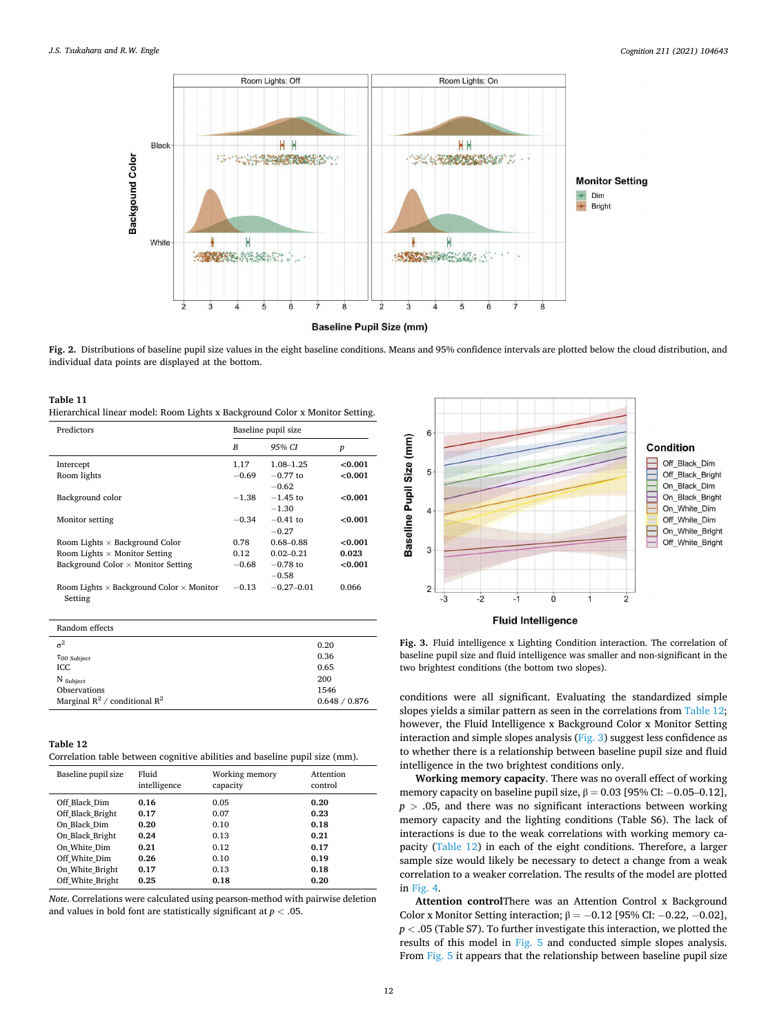Fig. 2. Distributions of baseline pupil size values in the eight baseline conditions. Means and 95% confidence intervals are plotted below the cloud distribution, and individual data points are displayed at the bottom.

**Table 11**
Hierarchical linear model: Room Lights x Background Color x Monitor Setting.

| Predictors | Baseline pupil size | | |
|---|---|---|---|
| | *B* | *95% CI* | *p* |
| Intercept | 1.17 | 1.08–1.25 | **<0.001** |
| Room lights | −0.69 | −0.77 to −0.62 | **<0.001** |
| Background color | −1.38 | −1.45 to −1.30 | **<0.001** |
| Monitor setting | −0.34 | −0.41 to −0.27 | **<0.001** |
| Room Lights × Background Color | 0.78 | 0.68–0.88 | **<0.001** |
| Room Lights × Monitor Setting | 0.12 | 0.02–0.21 | **0.023** |
| Background Color × Monitor Setting | −0.68 | −0.78 to −0.58 | **<0.001** |
| Room Lights × Background Color × Monitor Setting | −0.13 | −0.27–0.01 | 0.066 |

| Random effects | |
|---|---|
| $\sigma^2$ | 0.20 |
| $\tau_{00\ Subject}$ | 0.36 |
| ICC | 0.65 |
| $N_{Subject}$ | 200 |
| Observations | 1546 |
| Marginal $R^2$ / conditional $R^2$ | 0.648 / 0.876 |

**Table 12**
Correlation table between cognitive abilities and baseline pupil size (mm).

| Baseline pupil size | Fluid intelligence | Working memory capacity | Attention control |
|---|---|---|---|
| Off_Black_Dim | **0.16** | 0.05 | **0.20** |
| Off_Black_Bright | **0.17** | 0.07 | **0.23** |
| On_Black_Dim | **0.20** | 0.10 | **0.18** |
| On_Black_Bright | **0.24** | 0.13 | **0.21** |
| On_White_Dim | **0.21** | 0.12 | **0.17** |
| Off_White_Dim | **0.26** | 0.10 | **0.19** |
| On_White_Bright | **0.17** | 0.13 | **0.18** |
| Off_White_Bright | **0.25** | **0.18** | **0.20** |

*Note.* Correlations were calculated using pearson-method with pairwise deletion and values in bold font are statistically significant at $p < .05$.

Fig. 3. Fluid intelligence x Lighting Condition interaction. The correlation of baseline pupil size and fluid intelligence was smaller and non-significant in the two brightest conditions (the bottom two slopes).

conditions were all significant. Evaluating the standardized simple slopes yields a similar pattern as seen in the correlations from Table 12; however, the Fluid Intelligence x Background Color x Monitor Setting interaction and simple slopes analysis (Fig. 3) suggest less confidence as to whether there is a relationship between baseline pupil size and fluid intelligence in the two brightest conditions only.

**Working memory capacity.** There was no overall effect of working memory capacity on baseline pupil size, $\beta = 0.03$ [95% CI: −0.05–0.12], $p > .05$, and there was no significant interactions between working memory capacity and the lighting conditions (Table S6). The lack of interactions is due to the weak correlations with working memory capacity (Table 12) in each of the eight conditions. Therefore, a larger sample size would likely be necessary to detect a change from a weak correlation to a weaker correlation. The results of the model are plotted in Fig. 4.

**Attention control**There was an Attention Control x Background Color x Monitor Setting interaction; $\beta = -0.12$ [95% CI: −0.22, −0.02], $p < .05$ (Table S7). To further investigate this interaction, we plotted the results of this model in Fig. 5 and conducted simple slopes analysis. From Fig. 5 it appears that the relationship between baseline pupil size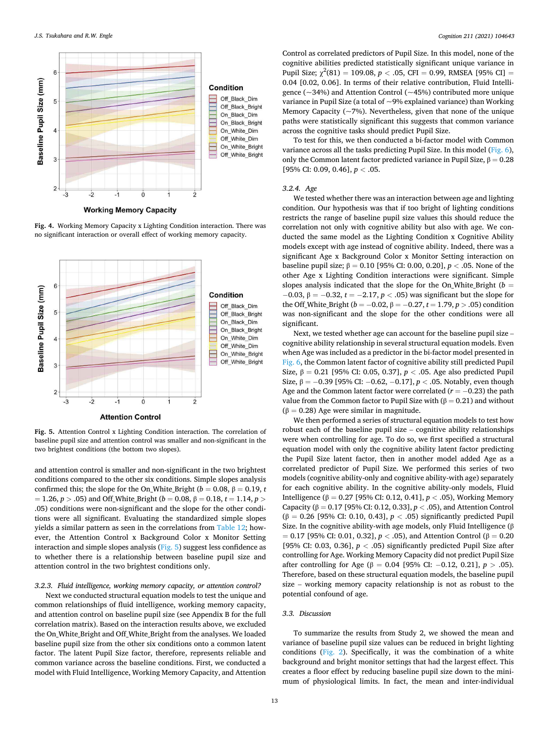Fig. 4. Working Memory Capacity x Lighting Condition interaction. There was no significant interaction or overall effect of working memory capacity.

Fig. 5. Attention Control x Lighting Condition interaction. The correlation of baseline pupil size and attention control was smaller and non-significant in the two brightest conditions (the bottom two slopes).

and attention control is smaller and non-significant in the two brightest conditions compared to the other six conditions. Simple slopes analysis confirmed this; the slope for the On_White_Bright ($b = 0.08$, $\beta = 0.19$, $t = 1.26$, $p > .05$) and Off_White_Bright ($b = 0.08$, $\beta = 0.18$, $t = 1.14$, $p > .05$) conditions were non-significant and the slope for the other conditions were all significant. Evaluating the standardized simple slopes yields a similar pattern as seen in the correlations from Table 12; however, the Attention Control x Background Color x Monitor Setting interaction and simple slopes analysis (Fig. 5) suggest less confidence as to whether there is a relationship between baseline pupil size and attention control in the two brightest conditions only.

### 3.2.3. Fluid intelligence, working memory capacity, or attention control?

Next we conducted structural equation models to test the unique and common relationships of fluid intelligence, working memory capacity, and attention control on baseline pupil size (see Appendix B for the full correlation matrix). Based on the interaction results above, we excluded the On_White_Bright and Off_White_Bright from the analyses. We loaded baseline pupil size from the other six conditions onto a common latent factor. The latent Pupil Size factor, therefore, represents reliable and common variance across the baseline conditions. First, we conducted a model with Fluid Intelligence, Working Memory Capacity, and Attention Control as correlated predictors of Pupil Size. In this model, none of the cognitive abilities predicted statistically significant unique variance in Pupil Size; $\chi^2(81) = 109.08$, $p < .05$, CFI $= 0.99$, RMSEA [95% CI] $= 0.04$ [0.02, 0.06]. In terms of their relative contribution, Fluid Intelligence (~34%) and Attention Control (~45%) contributed more unique variance in Pupil Size (a total of ~9% explained variance) than Working Memory Capacity (~7%). Nevertheless, given that none of the unique paths were statistically significant this suggests that common variance across the cognitive tasks should predict Pupil Size.

To test for this, we then conducted a bi-factor model with Common variance across all the tasks predicting Pupil Size. In this model (Fig. 6), only the Common latent factor predicted variance in Pupil Size, $\beta = 0.28$ [95% CI: 0.09, 0.46], $p < .05$.

### 3.2.4. Age

We tested whether there was an interaction between age and lighting condition. Our hypothesis was that if too bright of lighting conditions restricts the range of baseline pupil size values this should reduce the correlation not only with cognitive ability but also with age. We conducted the same model as the Lighting Condition x Cognitive Ability models except with age instead of cognitive ability. Indeed, there was a significant Age x Background Color x Monitor Setting interaction on baseline pupil size; $\beta = 0.10$ [95% CI: 0.00, 0.20], $p < .05$. None of the other Age x Lighting Condition interactions were significant. Simple slopes analysis indicated that the slope for the On_White_Bright ($b = -0.03$, $\beta = -0.32$, $t = -2.17$, $p < .05$) was significant but the slope for the Off_White_Bright ($b = -0.02$, $\beta = -0.27$, $t = 1.79$, $p > .05$) condition was non-significant and the slope for the other conditions were all significant.

Next, we tested whether age can account for the baseline pupil size – cognitive ability relationship in several structural equation models. Even when Age was included as a predictor in the bi-factor model presented in Fig. 6, the Common latent factor of cognitive ability still predicted Pupil Size, $\beta = 0.21$ [95% CI: 0.05, 0.37], $p < .05$. Age also predicted Pupil Size, $\beta = -0.39$ [95% CI: $-0.62$, $-0.17$], $p < .05$. Notably, even though Age and the Common latent factor were correlated ($r = -0.23$) the path value from the Common factor to Pupil Size with ($\beta = 0.21$) and without ($\beta = 0.28$) Age were similar in magnitude.

We then performed a series of structural equation models to test how robust each of the baseline pupil size – cognitive ability relationships were when controlling for age. To do so, we first specified a structural equation model with only the cognitive ability latent factor predicting the Pupil Size latent factor, then in another model added Age as a correlated predictor of Pupil Size. We performed this series of two models (cognitive ability-only and cognitive ability-with age) separately for each cognitive ability. In the cognitive ability-only models, Fluid Intelligence ($\beta = 0.27$ [95% CI: 0.12, 0.41], $p < .05$), Working Memory Capacity ($\beta = 0.17$ [95% CI: 0.12, 0.33], $p < .05$), and Attention Control ($\beta = 0.26$ [95% CI: 0.10, 0.43], $p < .05$) significantly predicted Pupil Size. In the cognitive ability-with age models, only Fluid Intelligence ($\beta = 0.17$ [95% CI: 0.01, 0.32], $p < .05$), and Attention Control ($\beta = 0.20$ [95% CI: 0.03, 0.36], $p < .05$) significantly predicted Pupil Size after controlling for Age. Working Memory Capacity did not predict Pupil Size after controlling for Age ($\beta = 0.04$ [95% CI: $-0.12$, 0.21], $p > .05$). Therefore, based on these structural equation models, the baseline pupil size – working memory capacity relationship is not as robust to the potential confound of age.

## 3.3. Discussion

To summarize the results from Study 2, we showed the mean and variance of baseline pupil size values can be reduced in bright lighting conditions (Fig. 2). Specifically, it was the combination of a white background and bright monitor settings that had the largest effect. This creates a floor effect by reducing baseline pupil size down to the minimum of physiological limits. In fact, the mean and inter-individual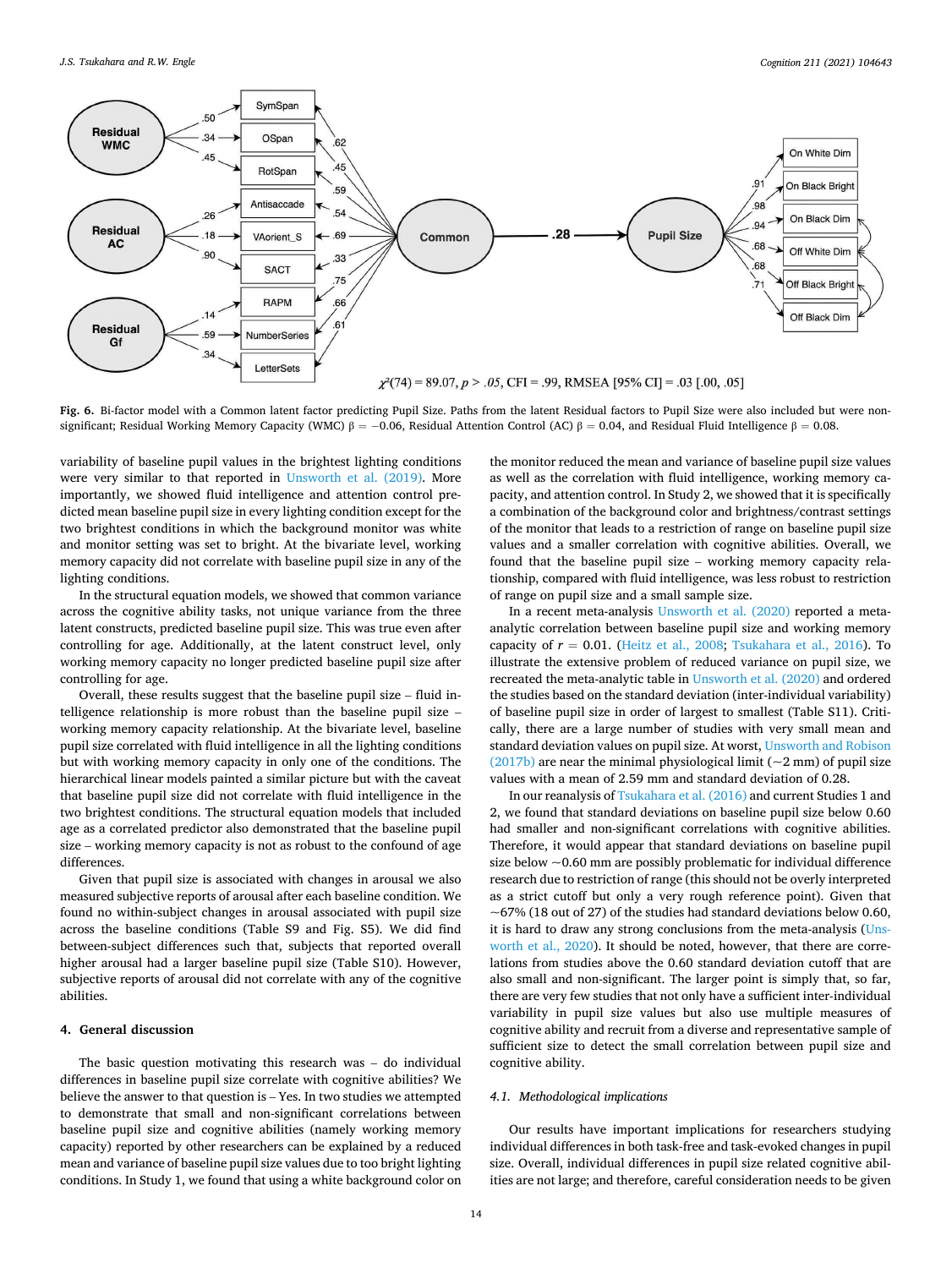Fig. 6. Bi-factor model with a Common latent factor predicting Pupil Size. Paths from the latent Residual factors to Pupil Size were also included but were non-significant; Residual Working Memory Capacity (WMC) β = −0.06, Residual Attention Control (AC) β = 0.04, and Residual Fluid Intelligence β = 0.08.

variability of baseline pupil values in the brightest lighting conditions were very similar to that reported in Unsworth et al. (2019). More importantly, we showed fluid intelligence and attention control predicted mean baseline pupil size in every lighting condition except for the two brightest conditions in which the background monitor was white and monitor setting was set to bright. At the bivariate level, working memory capacity did not correlate with baseline pupil size in any of the lighting conditions.

In the structural equation models, we showed that common variance across the cognitive ability tasks, not unique variance from the three latent constructs, predicted baseline pupil size. This was true even after controlling for age. Additionally, at the latent construct level, only working memory capacity no longer predicted baseline pupil size after controlling for age.

Overall, these results suggest that the baseline pupil size – fluid intelligence relationship is more robust than the baseline pupil size – working memory capacity relationship. At the bivariate level, baseline pupil size correlated with fluid intelligence in all the lighting conditions but with working memory capacity in only one of the conditions. The hierarchical linear models painted a similar picture but with the caveat that baseline pupil size did not correlate with fluid intelligence in the two brightest conditions. The structural equation models that included age as a correlated predictor also demonstrated that the baseline pupil size – working memory capacity is not as robust to the confound of age differences.

Given that pupil size is associated with changes in arousal we also measured subjective reports of arousal after each baseline condition. We found no within-subject changes in arousal associated with pupil size across the baseline conditions (Table S9 and Fig. S5). We did find between-subject differences such that, subjects that reported overall higher arousal had a larger baseline pupil size (Table S10). However, subjective reports of arousal did not correlate with any of the cognitive abilities.

## 4. General discussion

The basic question motivating this research was – do individual differences in baseline pupil size correlate with cognitive abilities? We believe the answer to that question is – Yes. In two studies we attempted to demonstrate that small and non-significant correlations between baseline pupil size and cognitive abilities (namely working memory capacity) reported by other researchers can be explained by a reduced mean and variance of baseline pupil size values due to too bright lighting conditions. In Study 1, we found that using a white background color on the monitor reduced the mean and variance of baseline pupil size values as well as the correlation with fluid intelligence, working memory capacity, and attention control. In Study 2, we showed that it is specifically a combination of the background color and brightness/contrast settings of the monitor that leads to a restriction of range on baseline pupil size values and a smaller correlation with cognitive abilities. Overall, we found that the baseline pupil size – working memory capacity relationship, compared with fluid intelligence, was less robust to restriction of range on pupil size and a small sample size.

In a recent meta-analysis Unsworth et al. (2020) reported a meta-analytic correlation between baseline pupil size and working memory capacity of $r$ = 0.01. (Heitz et al., 2008; Tsukahara et al., 2016). To illustrate the extensive problem of reduced variance on pupil size, we recreated the meta-analytic table in Unsworth et al. (2020) and ordered the studies based on the standard deviation (inter-individual variability) of baseline pupil size in order of largest to smallest (Table S11). Critically, there are a large number of studies with very small mean and standard deviation values on pupil size. At worst, Unsworth and Robison (2017b) are near the minimal physiological limit (~2 mm) of pupil size values with a mean of 2.59 mm and standard deviation of 0.28.

In our reanalysis of Tsukahara et al. (2016) and current Studies 1 and 2, we found that standard deviations on baseline pupil size below 0.60 had smaller and non-significant correlations with cognitive abilities. Therefore, it would appear that standard deviations on baseline pupil size below ~0.60 mm are possibly problematic for individual difference research due to restriction of range (this should not be overly interpreted as a strict cutoff but only a very rough reference point). Given that ~67% (18 out of 27) of the studies had standard deviations below 0.60, it is hard to draw any strong conclusions from the meta-analysis (Unsworth et al., 2020). It should be noted, however, that there are correlations from studies above the 0.60 standard deviation cutoff that are also small and non-significant. The larger point is simply that, so far, there are very few studies that not only have a sufficient inter-individual variability in pupil size values but also use multiple measures of cognitive ability and recruit from a diverse and representative sample of sufficient size to detect the small correlation between pupil size and cognitive ability.

### 4.1. Methodological implications

Our results have important implications for researchers studying individual differences in both task-free and task-evoked changes in pupil size. Overall, individual differences in pupil size related cognitive abilities are not large; and therefore, careful consideration needs to be given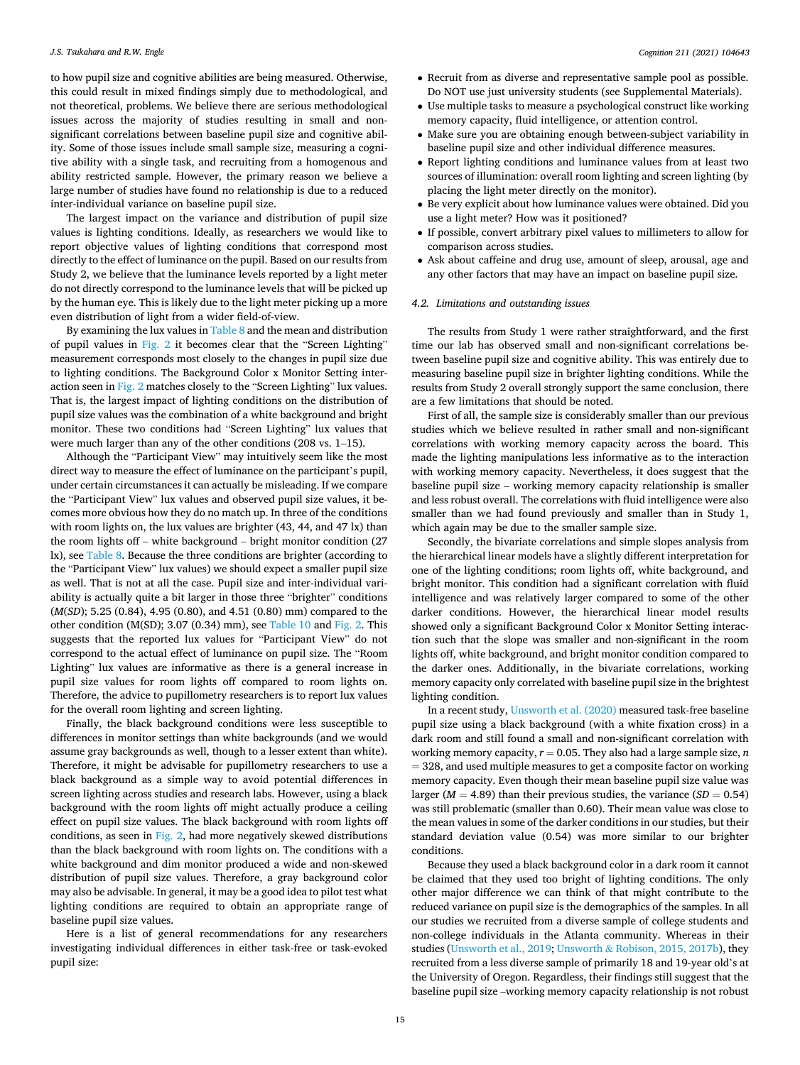to how pupil size and cognitive abilities are being measured. Otherwise, this could result in mixed findings simply due to methodological, and not theoretical, problems. We believe there are serious methodological issues across the majority of studies resulting in small and non-significant correlations between baseline pupil size and cognitive ability. Some of those issues include small sample size, measuring a cognitive ability with a single task, and recruiting from a homogenous and ability restricted sample. However, the primary reason we believe a large number of studies have found no relationship is due to a reduced inter-individual variance on baseline pupil size.

The largest impact on the variance and distribution of pupil size values is lighting conditions. Ideally, as researchers we would like to report objective values of lighting conditions that correspond most directly to the effect of luminance on the pupil. Based on our results from Study 2, we believe that the luminance levels reported by a light meter do not directly correspond to the luminance levels that will be picked up by the human eye. This is likely due to the light meter picking up a more even distribution of light from a wider field-of-view.

By examining the lux values in Table 8 and the mean and distribution of pupil values in Fig. 2 it becomes clear that the "Screen Lighting" measurement corresponds most closely to the changes in pupil size due to lighting conditions. The Background Color x Monitor Setting interaction seen in Fig. 2 matches closely to the "Screen Lighting" lux values. That is, the largest impact of lighting conditions on the distribution of pupil size values was the combination of a white background and bright monitor. These two conditions had "Screen Lighting" lux values that were much larger than any of the other conditions (208 vs. 1–15).

Although the "Participant View" may intuitively seem like the most direct way to measure the effect of luminance on the participant's pupil, under certain circumstances it can actually be misleading. If we compare the "Participant View" lux values and observed pupil size values, it becomes more obvious how they do no match up. In three of the conditions with room lights on, the lux values are brighter (43, 44, and 47 lx) than the room lights off – white background – bright monitor condition (27 lx), see Table 8. Because the three conditions are brighter (according to the "Participant View" lux values) we should expect a smaller pupil size as well. That is not at all the case. Pupil size and inter-individual variability is actually quite a bit larger in those three "brighter" conditions (*M*(*SD*); 5.25 (0.84), 4.95 (0.80), and 4.51 (0.80) mm) compared to the other condition (M(SD); 3.07 (0.34) mm), see Table 10 and Fig. 2. This suggests that the reported lux values for "Participant View" do not correspond to the actual effect of luminance on pupil size. The "Room Lighting" lux values are informative as there is a general increase in pupil size values for room lights off compared to room lights on. Therefore, the advice to pupillometry researchers is to report lux values for the overall room lighting and screen lighting.

Finally, the black background conditions were less susceptible to differences in monitor settings than white backgrounds (and we would assume gray backgrounds as well, though to a lesser extent than white). Therefore, it might be advisable for pupillometry researchers to use a black background as a simple way to avoid potential differences in screen lighting across studies and research labs. However, using a black background with the room lights off might actually produce a ceiling effect on pupil size values. The black background with room lights off conditions, as seen in Fig. 2, had more negatively skewed distributions than the black background with room lights on. The conditions with a white background and dim monitor produced a wide and non-skewed distribution of pupil size values. Therefore, a gray background color may also be advisable. In general, it may be a good idea to pilot test what lighting conditions are required to obtain an appropriate range of baseline pupil size values.

Here is a list of general recommendations for any researchers investigating individual differences in either task-free or task-evoked pupil size:

- Recruit from as diverse and representative sample pool as possible. Do NOT use just university students (see Supplemental Materials).
- Use multiple tasks to measure a psychological construct like working memory capacity, fluid intelligence, or attention control.
- Make sure you are obtaining enough between-subject variability in baseline pupil size and other individual difference measures.
- Report lighting conditions and luminance values from at least two sources of illumination: overall room lighting and screen lighting (by placing the light meter directly on the monitor).
- Be very explicit about how luminance values were obtained. Did you use a light meter? How was it positioned?
- If possible, convert arbitrary pixel values to millimeters to allow for comparison across studies.
- Ask about caffeine and drug use, amount of sleep, arousal, age and any other factors that may have an impact on baseline pupil size.

### 4.2. Limitations and outstanding issues

The results from Study 1 were rather straightforward, and the first time our lab has observed small and non-significant correlations between baseline pupil size and cognitive ability. This was entirely due to measuring baseline pupil size in brighter lighting conditions. While the results from Study 2 overall strongly support the same conclusion, there are a few limitations that should be noted.

First of all, the sample size is considerably smaller than our previous studies which we believe resulted in rather small and non-significant correlations with working memory capacity across the board. This made the lighting manipulations less informative as to the interaction with working memory capacity. Nevertheless, it does suggest that the baseline pupil size – working memory capacity relationship is smaller and less robust overall. The correlations with fluid intelligence were also smaller than we had found previously and smaller than in Study 1, which again may be due to the smaller sample size.

Secondly, the bivariate correlations and simple slopes analysis from the hierarchical linear models have a slightly different interpretation for one of the lighting conditions; room lights off, white background, and bright monitor. This condition had a significant correlation with fluid intelligence and was relatively larger compared to some of the other darker conditions. However, the hierarchical linear model results showed only a significant Background Color x Monitor Setting interaction such that the slope was smaller and non-significant in the room lights off, white background, and bright monitor condition compared to the darker ones. Additionally, in the bivariate correlations, working memory capacity only correlated with baseline pupil size in the brightest lighting condition.

In a recent study, Unsworth et al. (2020) measured task-free baseline pupil size using a black background (with a white fixation cross) in a dark room and still found a small and non-significant correlation with working memory capacity, $r = 0.05$. They also had a large sample size, $n = 328$, and used multiple measures to get a composite factor on working memory capacity. Even though their mean baseline pupil size value was larger ($M = 4.89$) than their previous studies, the variance ($SD = 0.54$) was still problematic (smaller than 0.60). Their mean value was close to the mean values in some of the darker conditions in our studies, but their standard deviation value (0.54) was more similar to our brighter conditions.

Because they used a black background color in a dark room it cannot be claimed that they used too bright of lighting conditions. The only other major difference we can think of that might contribute to the reduced variance on pupil size is the demographics of the samples. In all our studies we recruited from a diverse sample of college students and non-college individuals in the Atlanta community. Whereas in their studies (Unsworth et al., 2019; Unsworth & Robison, 2015, 2017b), they recruited from a less diverse sample of primarily 18 and 19-year old's at the University of Oregon. Regardless, their findings still suggest that the baseline pupil size –working memory capacity relationship is not robust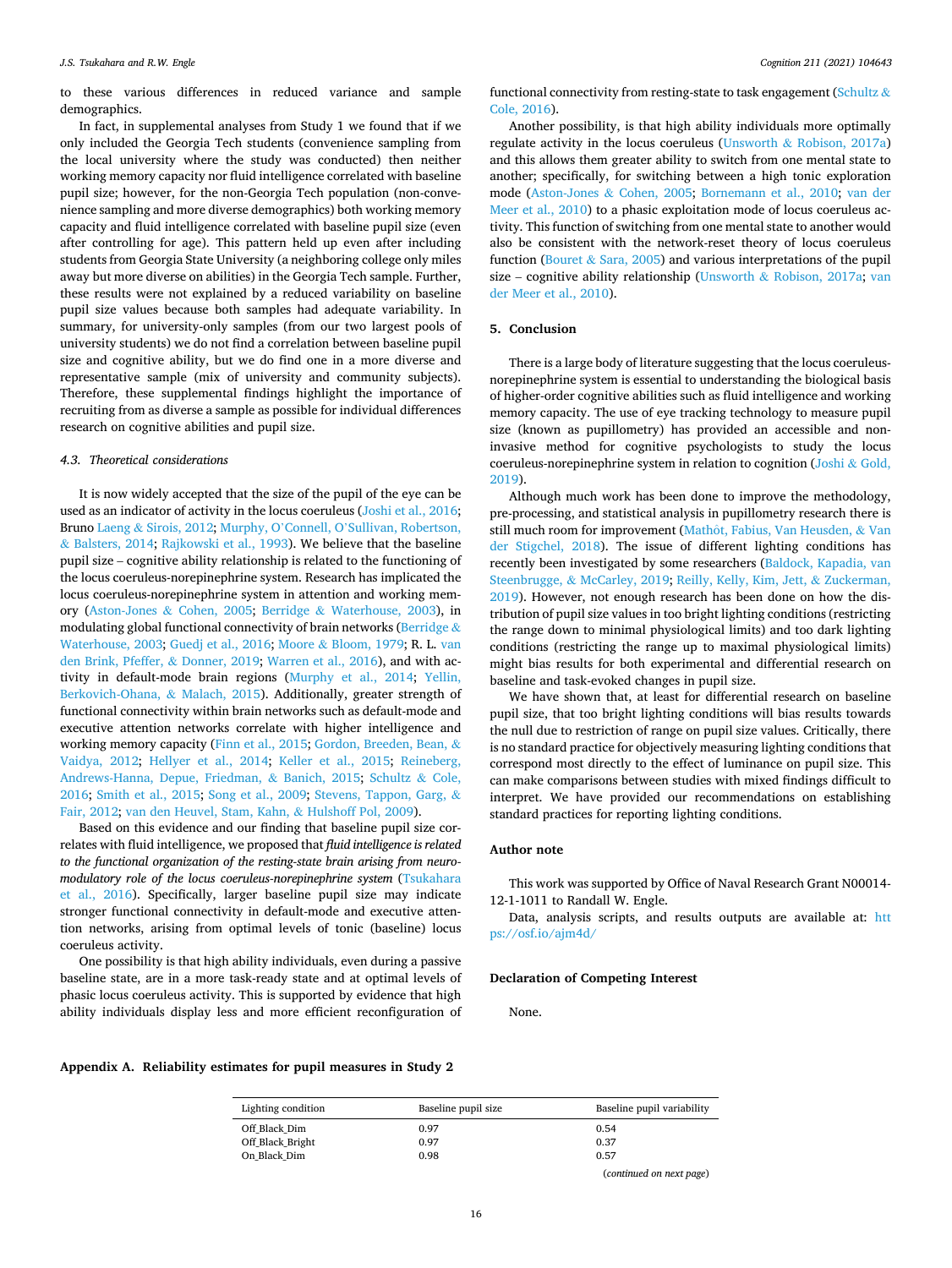to these various differences in reduced variance and sample demographics.

In fact, in supplemental analyses from Study 1 we found that if we only included the Georgia Tech students (convenience sampling from the local university where the study was conducted) then neither working memory capacity nor fluid intelligence correlated with baseline pupil size; however, for the non-Georgia Tech population (non-convenience sampling and more diverse demographics) both working memory capacity and fluid intelligence correlated with baseline pupil size (even after controlling for age). This pattern held up even after including students from Georgia State University (a neighboring college only miles away but more diverse on abilities) in the Georgia Tech sample. Further, these results were not explained by a reduced variability on baseline pupil size values because both samples had adequate variability. In summary, for university-only samples (from our two largest pools of university students) we do not find a correlation between baseline pupil size and cognitive ability, but we do find one in a more diverse and representative sample (mix of university and community subjects). Therefore, these supplemental findings highlight the importance of recruiting from as diverse a sample as possible for individual differences research on cognitive abilities and pupil size.

### 4.3. Theoretical considerations

It is now widely accepted that the size of the pupil of the eye can be used as an indicator of activity in the locus coeruleus (Joshi et al., 2016; Bruno Laeng & Sirois, 2012; Murphy, O'Connell, O'Sullivan, Robertson, & Balsters, 2014; Rajkowski et al., 1993). We believe that the baseline pupil size – cognitive ability relationship is related to the functioning of the locus coeruleus-norepinephrine system. Research has implicated the locus coeruleus-norepinephrine system in attention and working memory (Aston-Jones & Cohen, 2005; Berridge & Waterhouse, 2003), in modulating global functional connectivity of brain networks (Berridge & Waterhouse, 2003; Guedj et al., 2016; Moore & Bloom, 1979; R. L. van den Brink, Pfeffer, & Donner, 2019; Warren et al., 2016), and with activity in default-mode brain regions (Murphy et al., 2014; Yellin, Berkovich-Ohana, & Malach, 2015). Additionally, greater strength of functional connectivity within brain networks such as default-mode and executive attention networks correlate with higher intelligence and working memory capacity (Finn et al., 2015; Gordon, Breeden, Bean, & Vaidya, 2012; Hellyer et al., 2014; Keller et al., 2015; Reineberg, Andrews-Hanna, Depue, Friedman, & Banich, 2015; Schultz & Cole, 2016; Smith et al., 2015; Song et al., 2009; Stevens, Tappon, Garg, & Fair, 2012; van den Heuvel, Stam, Kahn, & Hulshoff Pol, 2009).

Based on this evidence and our finding that baseline pupil size correlates with fluid intelligence, we proposed that *fluid intelligence is related to the functional organization of the resting-state brain arising from neuromodulatory role of the locus coeruleus-norepinephrine system* (Tsukahara et al., 2016). Specifically, larger baseline pupil size may indicate stronger functional connectivity in default-mode and executive attention networks, arising from optimal levels of tonic (baseline) locus coeruleus activity.

One possibility is that high ability individuals, even during a passive baseline state, are in a more task-ready state and at optimal levels of phasic locus coeruleus activity. This is supported by evidence that high ability individuals display less and more efficient reconfiguration of functional connectivity from resting-state to task engagement (Schultz & Cole, 2016).

Another possibility, is that high ability individuals more optimally regulate activity in the locus coeruleus (Unsworth & Robison, 2017a) and this allows them greater ability to switch from one mental state to another; specifically, for switching between a high tonic exploration mode (Aston-Jones & Cohen, 2005; Bornemann et al., 2010; van der Meer et al., 2010) to a phasic exploitation mode of locus coeruleus activity. This function of switching from one mental state to another would also be consistent with the network-reset theory of locus coeruleus function (Bouret & Sara, 2005) and various interpretations of the pupil size – cognitive ability relationship (Unsworth & Robison, 2017a; van der Meer et al., 2010).

## 5. Conclusion

There is a large body of literature suggesting that the locus coeruleus-norepinephrine system is essential to understanding the biological basis of higher-order cognitive abilities such as fluid intelligence and working memory capacity. The use of eye tracking technology to measure pupil size (known as pupillometry) has provided an accessible and non-invasive method for cognitive psychologists to study the locus coeruleus-norepinephrine system in relation to cognition (Joshi & Gold, 2019).

Although much work has been done to improve the methodology, pre-processing, and statistical analysis in pupillometry research there is still much room for improvement (Mathôt, Fabius, Van Heusden, & Van der Stigchel, 2018). The issue of different lighting conditions has recently been investigated by some researchers (Baldock, Kapadia, van Steenbrugge, & McCarley, 2019; Reilly, Kelly, Kim, Jett, & Zuckerman, 2019). However, not enough research has been done on how the distribution of pupil size values in too bright lighting conditions (restricting the range down to minimal physiological limits) and too dark lighting conditions (restricting the range up to maximal physiological limits) might bias results for both experimental and differential research on baseline and task-evoked changes in pupil size.

We have shown that, at least for differential research on baseline pupil size, that too bright lighting conditions will bias results towards the null due to restriction of range on pupil size values. Critically, there is no standard practice for objectively measuring lighting conditions that correspond most directly to the effect of luminance on pupil size. This can make comparisons between studies with mixed findings difficult to interpret. We have provided our recommendations on establishing standard practices for reporting lighting conditions.

## Author note

This work was supported by Office of Naval Research Grant N00014-12-1-1011 to Randall W. Engle.

Data, analysis scripts, and results outputs are available at: https://osf.io/ajm4d/

## Declaration of Competing Interest

None.

## Appendix A. Reliability estimates for pupil measures in Study 2

| Lighting condition | Baseline pupil size | Baseline pupil variability |
|---|---|---|
| Off_Black_Dim | 0.97 | 0.54 |
| Off_Black_Bright | 0.97 | 0.37 |
| On_Black_Dim | 0.98 | 0.57 |

(*continued on next page*)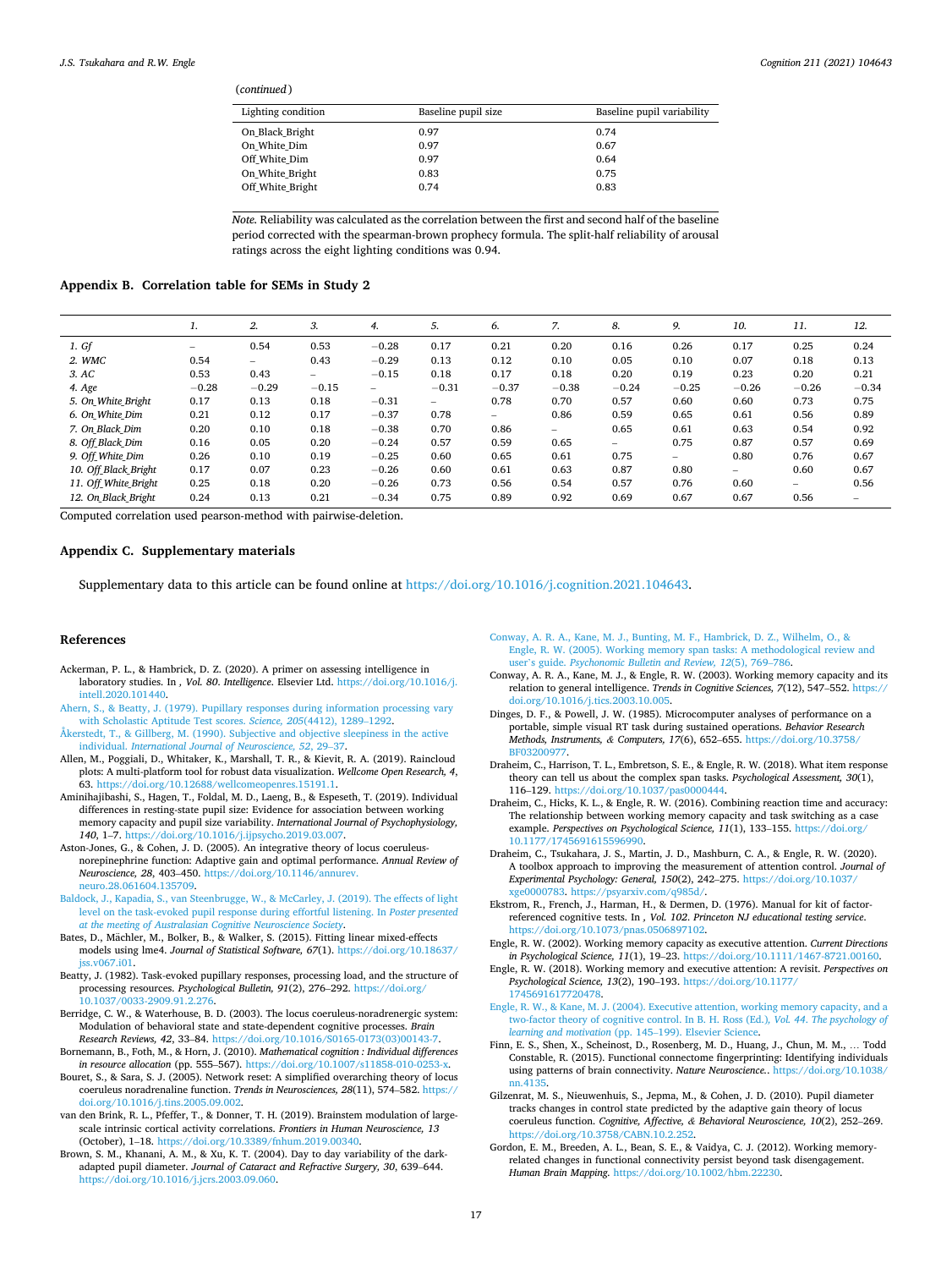(*continued*)

| Lighting condition | Baseline pupil size | Baseline pupil variability |
|---|---|---|
| On_Black_Bright | 0.97 | 0.74 |
| On_White_Dim | 0.97 | 0.67 |
| Off_White_Dim | 0.97 | 0.64 |
| On_White_Bright | 0.83 | 0.75 |
| Off_White_Bright | 0.74 | 0.83 |

*Note.* Reliability was calculated as the correlation between the first and second half of the baseline period corrected with the spearman-brown prophecy formula. The split-half reliability of arousal ratings across the eight lighting conditions was 0.94.

## Appendix B. Correlation table for SEMs in Study 2

| | *1.* | *2.* | *3.* | *4.* | *5.* | *6.* | *7.* | *8.* | *9.* | *10.* | *11.* | *12.* |
|---|---|---|---|---|---|---|---|---|---|---|---|---|
| *1. Gf* | – | 0.54 | 0.53 | −0.28 | 0.17 | 0.21 | 0.20 | 0.16 | 0.26 | 0.17 | 0.25 | 0.24 |
| *2. WMC* | 0.54 | – | 0.43 | −0.29 | 0.13 | 0.12 | 0.10 | 0.05 | 0.10 | 0.07 | 0.18 | 0.13 |
| *3. AC* | 0.53 | 0.43 | – | −0.15 | 0.18 | 0.17 | 0.18 | 0.20 | 0.19 | 0.23 | 0.20 | 0.21 |
| *4. Age* | −0.28 | −0.29 | −0.15 | – | −0.31 | −0.37 | −0.38 | −0.24 | −0.25 | −0.26 | −0.26 | −0.34 |
| *5. On_White_Bright* | 0.17 | 0.13 | 0.18 | −0.31 | – | 0.78 | 0.70 | 0.57 | 0.60 | 0.60 | 0.73 | 0.75 |
| *6. On_White_Dim* | 0.21 | 0.12 | 0.17 | −0.37 | 0.78 | – | 0.86 | 0.59 | 0.65 | 0.61 | 0.56 | 0.89 |
| *7. On_Black_Dim* | 0.20 | 0.10 | 0.18 | −0.38 | 0.70 | 0.86 | – | 0.65 | 0.61 | 0.63 | 0.54 | 0.92 |
| *8. Off_Black_Dim* | 0.16 | 0.05 | 0.20 | −0.24 | 0.57 | 0.59 | 0.65 | – | 0.75 | 0.87 | 0.57 | 0.69 |
| *9. Off_White_Dim* | 0.26 | 0.10 | 0.19 | −0.25 | 0.60 | 0.65 | 0.61 | 0.75 | – | 0.80 | 0.76 | 0.67 |
| *10. Off_Black_Bright* | 0.17 | 0.07 | 0.23 | −0.26 | 0.60 | 0.61 | 0.63 | 0.87 | 0.80 | – | 0.60 | 0.67 |
| *11. Off_White_Bright* | 0.25 | 0.18 | 0.20 | −0.26 | 0.73 | 0.56 | 0.54 | 0.57 | 0.76 | 0.60 | – | 0.56 |
| *12. On_Black_Bright* | 0.24 | 0.13 | 0.21 | −0.34 | 0.75 | 0.89 | 0.92 | 0.69 | 0.67 | 0.67 | 0.56 | – |

Computed correlation used pearson-method with pairwise-deletion.

## Appendix C. Supplementary materials

Supplementary data to this article can be found online at https://doi.org/10.1016/j.cognition.2021.104643.

## References

Ackerman, P. L., & Hambrick, D. Z. (2020). A primer on assessing intelligence in laboratory studies. In *, Vol. 80. Intelligence*. Elsevier Ltd. https://doi.org/10.1016/j.intell.2020.101440.

Ahern, S., & Beatty, J. (1979). Pupillary responses during information processing vary with Scholastic Aptitude Test scores. *Science, 205*(4412), 1289–1292.

Åkerstedt, T., & Gillberg, M. (1990). Subjective and objective sleepiness in the active individual. *International Journal of Neuroscience, 52*, 29–37.

Allen, M., Poggiali, D., Whitaker, K., Marshall, T. R., & Kievit, R. A. (2019). Raincloud plots: A multi-platform tool for robust data visualization. *Wellcome Open Research, 4*, 63. https://doi.org/10.12688/wellcomeopenres.15191.1.

Aminihajibashi, S., Hagen, T., Foldal, M. D., Laeng, B., & Espeseth, T. (2019). Individual differences in resting-state pupil size: Evidence for association between working memory capacity and pupil size variability. *International Journal of Psychophysiology, 140*, 1–7. https://doi.org/10.1016/j.ijpsycho.2019.03.007.

Aston-Jones, G., & Cohen, J. D. (2005). An integrative theory of locus coeruleus-norepinephrine function: Adaptive gain and optimal performance. *Annual Review of Neuroscience, 28*, 403–450. https://doi.org/10.1146/annurev.neuro.28.061604.135709.

Baldock, J., Kapadia, S., van Steenbrugge, W., & McCarley, J. (2019). The effects of light level on the task-evoked pupil response during effortful listening. In *Poster presented at the meeting of Australasian Cognitive Neuroscience Society*.

Bates, D., Mächler, M., Bolker, B., & Walker, S. (2015). Fitting linear mixed-effects models using lme4. *Journal of Statistical Software, 67*(1). https://doi.org/10.18637/jss.v067.i01.

Beatty, J. (1982). Task-evoked pupillary responses, processing load, and the structure of processing resources. *Psychological Bulletin, 91*(2), 276–292. https://doi.org/10.1037/0033-2909.91.2.276.

Berridge, C. W., & Waterhouse, B. D. (2003). The locus coeruleus-noradrenergic system: Modulation of behavioral state and state-dependent cognitive processes. *Brain Research Reviews, 42*, 33–84. https://doi.org/10.1016/S0165-0173(03)00143-7.

Bornemann, B., Foth, M., & Horn, J. (2010). *Mathematical cognition : Individual differences in resource allocation* (pp. 555–567). https://doi.org/10.1007/s11858-010-0253-x.

Bouret, S., & Sara, S. J. (2005). Network reset: A simplified overarching theory of locus coeruleus noradrenaline function. *Trends in Neurosciences, 28*(11), 574–582. https://doi.org/10.1016/j.tins.2005.09.002.

van den Brink, R. L., Pfeffer, T., & Donner, T. H. (2019). Brainstem modulation of large-scale intrinsic cortical activity correlations. *Frontiers in Human Neuroscience, 13* (October), 1–18. https://doi.org/10.3389/fnhum.2019.00340.

Brown, S. M., Khanani, A. M., & Xu, K. T. (2004). Day to day variability of the dark-adapted pupil diameter. *Journal of Cataract and Refractive Surgery, 30*, 639–644. https://doi.org/10.1016/j.jcrs.2003.09.060.

Conway, A. R. A., Kane, M. J., Bunting, M. F., Hambrick, D. Z., Wilhelm, O., & Engle, R. W. (2005). Working memory span tasks: A methodological review and user's guide. *Psychonomic Bulletin and Review, 12*(5), 769–786.

Conway, A. R. A., Kane, M. J., & Engle, R. W. (2003). Working memory capacity and its relation to general intelligence. *Trends in Cognitive Sciences, 7*(12), 547–552. https://doi.org/10.1016/j.tics.2003.10.005.

Dinges, D. F., & Powell, J. W. (1985). Microcomputer analyses of performance on a portable, simple visual RT task during sustained operations. *Behavior Research Methods, Instruments, & Computers, 17*(6), 652–655. https://doi.org/10.3758/BF03200977.

Draheim, C., Harrison, T. L., Embretson, S. E., & Engle, R. W. (2018). What item response theory can tell us about the complex span tasks. *Psychological Assessment, 30*(1), 116–129. https://doi.org/10.1037/pas0000444.

Draheim, C., Hicks, K. L., & Engle, R. W. (2016). Combining reaction time and accuracy: The relationship between working memory capacity and task switching as a case example. *Perspectives on Psychological Science, 11*(1), 133–155. https://doi.org/10.1177/1745691615596990.

Draheim, C., Tsukahara, J. S., Martin, J. D., Mashburn, C. A., & Engle, R. W. (2020). A toolbox approach to improving the measurement of attention control. *Journal of Experimental Psychology: General, 150*(2), 242–275. https://doi.org/10.1037/xge0000783. https://psyarxiv.com/q985d/.

Ekstrom, R., French, J., Harman, H., & Dermen, D. (1976). Manual for kit of factor-referenced cognitive tests. In *, Vol. 102. Princeton NJ educational testing service*. https://doi.org/10.1073/pnas.0506897102.

Engle, R. W. (2002). Working memory capacity as executive attention. *Current Directions in Psychological Science, 11*(1), 19–23. https://doi.org/10.1111/1467-8721.00160.

Engle, R. W. (2018). Working memory and executive attention: A revisit. *Perspectives on Psychological Science, 13*(2), 190–193. https://doi.org/10.1177/1745691617720478.

Engle, R. W., & Kane, M. J. (2004). Executive attention, working memory capacity, and a two-factor theory of cognitive control. In B. H. Ross (Ed.), *Vol. 44. The psychology of learning and motivation* (pp. 145–199). Elsevier Science.

Finn, E. S., Shen, X., Scheinost, D., Rosenberg, M. D., Huang, J., Chun, M. M., … Todd Constable, R. (2015). Functional connectome fingerprinting: Identifying individuals using patterns of brain connectivity. *Nature Neuroscience.*. https://doi.org/10.1038/nn.4135.

Gilzenrat, M. S., Nieuwenhuis, S., Jepma, M., & Cohen, J. D. (2010). Pupil diameter tracks changes in control state predicted by the adaptive gain theory of locus coeruleus function. *Cognitive, Affective, & Behavioral Neuroscience, 10*(2), 252–269. https://doi.org/10.3758/CABN.10.2.252.

Gordon, E. M., Breeden, A. L., Bean, S. E., & Vaidya, C. J. (2012). Working memory-related changes in functional connectivity persist beyond task disengagement. *Human Brain Mapping*. https://doi.org/10.1002/hbm.22230.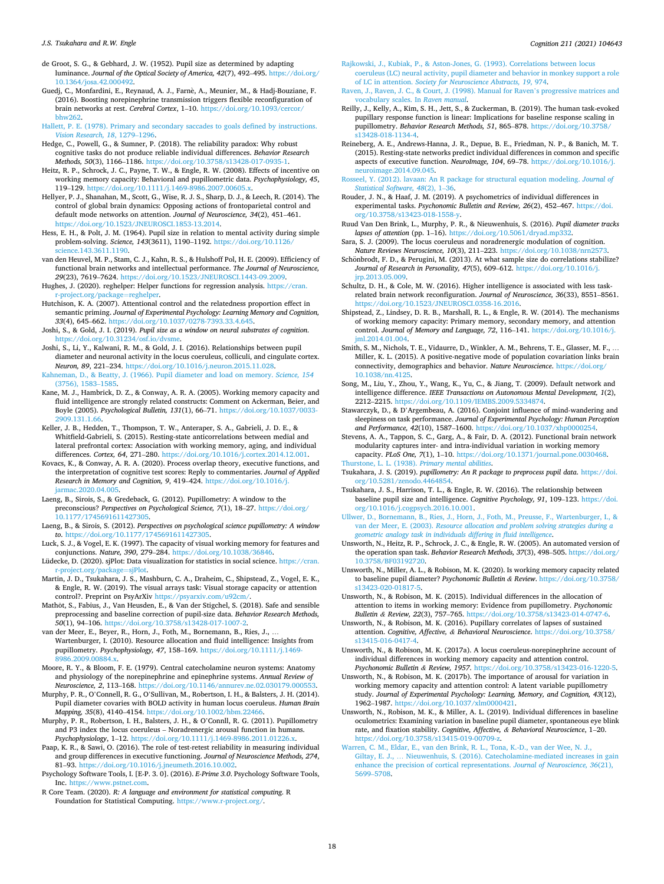de Groot, S. G., & Gebhard, J. W. (1952). Pupil size as determined by adapting luminance. *Journal of the Optical Society of America, 42*(7), 492–495. https://doi.org/10.1364/josa.42.000492.

Guedj, C., Monfardini, E., Reynaud, A. J., Farnè, A., Meunier, M., & Hadj-Bouziane, F. (2016). Boosting norepinephrine transmission triggers flexible reconfiguration of brain networks at rest. *Cerebral Cortex*, 1–10. https://doi.org/10.1093/cercor/bhw262.

Hallett, P. E. (1978). Primary and secondary saccades to goals defined by instructions. *Vision Research, 18*, 1279–1296.

Hedge, C., Powell, G., & Sumner, P. (2018). The reliability paradox: Why robust cognitive tasks do not produce reliable individual differences. *Behavior Research Methods, 50*(3), 1166–1186. https://doi.org/10.3758/s13428-017-0935-1.

Heitz, R. P., Schrock, J. C., Payne, T. W., & Engle, R. W. (2008). Effects of incentive on working memory capacity: Behavioral and pupillometric data. *Psychophysiology, 45*, 119–129. https://doi.org/10.1111/j.1469-8986.2007.00605.x.

Hellyer, P. J., Shanahan, M., Scott, G., Wise, R. J. S., Sharp, D. J., & Leech, R. (2014). The control of global brain dynamics: Opposing actions of frontoparietal control and default mode networks on attention. *Journal of Neuroscience, 34*(2), 451–461. https://doi.org/10.1523/JNEUROSCI.1853-13.2014.

Hess, E. H., & Polt, J. M. (1964). Pupil size in relation to mental activity during simple problem-solving. *Science, 143*(3611), 1190–1192. https://doi.org/10.1126/science.143.3611.1190.

van den Heuvel, M. P., Stam, C. J., Kahn, R. S., & Hulshoff Pol, H. E. (2009). Efficiency of functional brain networks and intellectual performance. *The Journal of Neuroscience, 29*(23), 7619–7624. https://doi.org/10.1523/JNEUROSCI.1443-09.2009.

Hughes, J. (2020). reghelper: Helper functions for regression analysis. https://cran.r-project.org/package=reghelper.

Hutchison, K. A. (2007). Attentional control and the relatedness proportion effect in semantic priming. *Journal of Experimental Psychology: Learning Memory and Cognition, 33*(4), 645–662. https://doi.org/10.1037/0278-7393.33.4.645.

Joshi, S., & Gold, J. I. (2019). *Pupil size as a window on neural substrates of cognition*. https://doi.org/10.31234/osf.io/dvsme.

Joshi, S., Li, Y., Kalwani, R. M., & Gold, J. I. (2016). Relationships between pupil diameter and neuronal activity in the locus coeruleus, colliculi, and cingulate cortex. *Neuron, 89*, 221–234. https://doi.org/10.1016/j.neuron.2015.11.028.

Kahneman, D., & Beatty, J. (1966). Pupil diameter and load on memory. *Science, 154* (3756), 1583–1585.

Kane, M. J., Hambrick, D. Z., & Conway, A. R. A. (2005). Working memory capacity and fluid intelligence are strongly related constructs: Comment on Ackerman, Beier, and Boyle (2005). *Psychological Bulletin, 131*(1), 66–71. https://doi.org/10.1037/0033-2909.131.1.66.

Keller, J. B., Hedden, T., Thompson, T. W., Anteraper, S. A., Gabrieli, J. D. E., & Whitfield-Gabrieli, S. (2015). Resting-state anticorrelations between medial and lateral prefrontal cortex: Association with working memory, aging, and individual differences. *Cortex, 64*, 271–280. https://doi.org/10.1016/j.cortex.2014.12.001.

Kovacs, K., & Conway, A. R. A. (2020). Process overlap theory, executive functions, and the interpretation of cognitive test scores: Reply to commentaries. *Journal of Applied Research in Memory and Cognition, 9*, 419–424. https://doi.org/10.1016/j.jarmac.2020.04.005.

Laeng, B., Sirois, S., & Gredeback, G. (2012). Pupillometry: A window to the preconscious? *Perspectives on Psychological Science, 7*(1), 18–27. https://doi.org/10.1177/1745691611427305.

Laeng, B., & Sirois, S. (2012). *Perspectives on psychological science pupillometry: A window to*. https://doi.org/10.1177/1745691611427305.

Luck, S. J., & Vogel, E. K. (1997). The capacity of visual working memory for features and conjunctions. *Nature, 390*, 279–284. https://doi.org/10.1038/36846.

Lüdecke, D. (2020). sjPlot: Data visualization for statistics in social science. https://cran.r-project.org/package=sjPlot.

Martin, J. D., Tsukahara, J. S., Mashburn, C. A., Draheim, C., Shipstead, Z., Vogel, E. K., & Engle, R. W. (2019). The visual arrays task: Visual storage capacity or attention control?. Preprint on PsyArXiv https://psyarxiv.com/u92cm/.

Mathôt, S., Fabius, J., Van Heusden, E., & Van der Stigchel, S. (2018). Safe and sensible preprocessing and baseline correction of pupil-size data. *Behavior Research Methods, 50*(1), 94–106. https://doi.org/10.3758/s13428-017-1007-2.

van der Meer, E., Beyer, R., Horn, J., Foth, M., Bornemann, B., Ries, J., … Wartenburger, I. (2010). Resource allocation and fluid intelligence: Insights from pupillometry. *Psychophysiology, 47*, 158–169. https://doi.org/10.1111/j.1469-8986.2009.00884.x.

Moore, R. Y., & Bloom, F. E. (1979). Central catecholamine neuron systems: Anatomy and physiology of the norepinephrine and epinephrine systems. *Annual Review of Neuroscience, 2*, 113–168. https://doi.org/10.1146/annurev.ne.02.030179.000553.

Murphy, P. R., O'Connell, R. G., O'Sullivan, M., Robertson, I. H., & Balsters, J. H. (2014). Pupil diameter covaries with BOLD activity in human locus coeruleus. *Human Brain Mapping, 35*(8), 4140–4154. https://doi.org/10.1002/hbm.22466.

Murphy, P. R., Robertson, I. H., Balsters, J. H., & O'Connll, R. G. (2011). Pupillometry and P3 index the locus coeruleus – Noradrenergic arousal function in humans. *Psychophysiology*, 1–12. https://doi.org/10.1111/j.1469-8986.2011.01226.x.

Paap, K. R., & Sawi, O. (2016). The role of test-retest reliability in measuring individual and group differences in executive functioning. *Journal of Neuroscience Methods, 274*, 81–93. https://doi.org/10.1016/j.jneumeth.2016.10.002.

Psychology Software Tools, I. [E-P. 3. 0]. (2016). *E-Prime 3.0*. Psychology Software Tools, Inc. https://www.pstnet.com.

R Core Team. (2020). *R: A language and environment for statistical computing*. R Foundation for Statistical Computing. https://www.r-project.org/.

Rajkowski, J., Kubiak, P., & Aston-Jones, G. (1993). Correlations between locus coeruleus (LC) neural activity, pupil diameter and behavior in monkey support a role of LC in attention. *Society for Neuroscience Abstracts, 19*, 974.

Raven, J., Raven, J. C., & Court, J. (1998). Manual for Raven's progressive matrices and vocabulary scales. In *Raven manual*.

Reilly, J., Kelly, A., Kim, S. H., Jett, S., & Zuckerman, B. (2019). The human task-evoked pupillary response function is linear: Implications for baseline response scaling in pupillometry. *Behavior Research Methods, 51*, 865–878. https://doi.org/10.3758/s13428-018-1134-4.

Reineberg, A. E., Andrews-Hanna, J. R., Depue, B. E., Friedman, N. P., & Banich, M. T. (2015). Resting-state networks predict individual differences in common and specific aspects of executive function. *NeuroImage, 104*, 69–78. https://doi.org/10.1016/j.neuroimage.2014.09.045.

Rosseel, Y. (2012). lavaan: An R package for structural equation modeling. *Journal of Statistical Software, 48*(2), 1–36.

Rouder, J. N., & Haaf, J. M. (2019). A psychometrics of individual differences in experimental tasks. *Psychonomic Bulletin and Review, 26*(2), 452–467. https://doi.org/10.3758/s13423-018-1558-y.

Ruud Van Den Brink, L., Murphy, P. R., & Nieuwenhuis, S. (2016). *Pupil diameter tracks lapses of attention* (pp. 1–16). https://doi.org/10.5061/dryad.mp332.

Sara, S. J. (2009). The locus coeruleus and noradrenergic modulation of cognition. *Nature Reviews Neuroscience, 10*(3), 211–223. https://doi.org/10.1038/nrn2573.

Schönbrodt, F. D., & Perugini, M. (2013). At what sample size do correlations stabilize? *Journal of Research in Personality, 47*(5), 609–612. https://doi.org/10.1016/j.jrp.2013.05.009.

Schultz, D. H., & Cole, M. W. (2016). Higher intelligence is associated with less task-related brain network reconfiguration. *Journal of Neuroscience, 36*(33), 8551–8561. https://doi.org/10.1523/JNEUROSCI.0358-16.2016.

Shipstead, Z., Lindsey, D. R. B., Marshall, R. L., & Engle, R. W. (2014). The mechanisms of working memory capacity: Primary memory, secondary memory, and attention control. *Journal of Memory and Language, 72*, 116–141. https://doi.org/10.1016/j.jml.2014.01.004.

Smith, S. M., Nichols, T. E., Vidaurre, D., Winkler, A. M., Behrens, T. E., Glasser, M. F., … Miller, K. L. (2015). A positive-negative mode of population covariation links brain connectivity, demographics and behavior. *Nature Neuroscience*. https://doi.org/10.1038/nn.4125.

Song, M., Liu, Y., Zhou, Y., Wang, K., Yu, C., & Jiang, T. (2009). Default network and intelligence difference. *IEEE Transactions on Autonomous Mental Development, 1*(2), 2212–2215. https://doi.org/10.1109/IEMBS.2009.5334874.

Stawarczyk, D., & D'Argembeau, A. (2016). Conjoint influence of mind-wandering and sleepiness on task performance. *Journal of Experimental Psychology: Human Perception and Performance, 42*(10), 1587–1600. https://doi.org/10.1037/xhp0000254.

Stevens, A. A., Tappon, S. C., Garg, A., & Fair, D. A. (2012). Functional brain network modularity captures inter- and intra-individual variation in working memory capacity. *PLoS One, 7*(1), 1–10. https://doi.org/10.1371/journal.pone.0030468.

Thurstone, L. (1938). *Primary mental abilities*.

Tsukahara, J. S. (2019). *pupillometry: An R package to preprocess pupil data*. https://doi.org/10.5281/zenodo.4464854.

Tsukahara, J. S., Harrison, T. L., & Engle, R. W. (2016). The relationship between baseline pupil size and intelligence. *Cognitive Psychology, 91*, 109–123. https://doi.org/10.1016/j.cogpsych.2016.10.001.

Ullwer, D., Bornemann, B., Ries, J., Horn, J., Foth, M., Preusse, F., Wartenburger, I., & van der Meer, E. (2003). *Resource allocation and problem solving strategies during a geometric analogy task in individuals differing in fluid intelligence*.

Unsworth, N., Heitz, R. P., Schrock, J. C., & Engle, R. W. (2005). An automated version of the operation span task. *Behavior Research Methods, 37*(3), 498–505. https://doi.org/10.3758/BF03192720.

Unsworth, N., Miller, A. L., & Robison, M. K. (2020). Is working memory capacity related to baseline pupil diameter? *Psychonomic Bulletin & Review*. https://doi.org/10.3758/s13423-020-01817-5.

Unsworth, N., & Robison, M. K. (2015). Individual differences in the allocation of attention to items in working memory: Evidence from pupillometry. *Psychonomic Bulletin & Review, 22*(3), 757–765. https://doi.org/10.3758/s13423-014-0747-6.

Unsworth, N., & Robison, M. K. (2016). Pupillary correlates of lapses of sustained attention. *Cognitive, Affective, & Behavioral Neuroscience*. https://doi.org/10.3758/s13415-016-0417-4.

Unsworth, N., & Robison, M. K. (2017a). A locus coeruleus-norepinephrine account of individual differences in working memory capacity and attention control. *Psychonomic Bulletin & Review, 1957*. https://doi.org/10.3758/s13423-016-1220-5.

Unsworth, N., & Robison, M. K. (2017b). The importance of arousal for variation in working memory capacity and attention control: A latent variable pupillometry study. *Journal of Experimental Psychology: Learning, Memory, and Cognition, 43*(12), 1962–1987. https://doi.org/10.1037/xlm0000421.

Unsworth, N., Robison, M. K., & Miller, A. L. (2019). Individual differences in baseline oculometrics: Examining variation in baseline pupil diameter, spontaneous eye blink rate, and fixation stability. *Cognitive, Affective, & Behavioral Neuroscience*, 1–20. https://doi.org/10.3758/s13415-019-00709-z.

Warren, C. M., Eldar, E., van den Brink, R. L., Tona, K.-D., van der Wee, N. J., Giltay, E. J., … Nieuwenhuis, S. (2016). Catecholamine-mediated increases in gain enhance the precision of cortical representations. *Journal of Neuroscience, 36*(21), 5699–5708.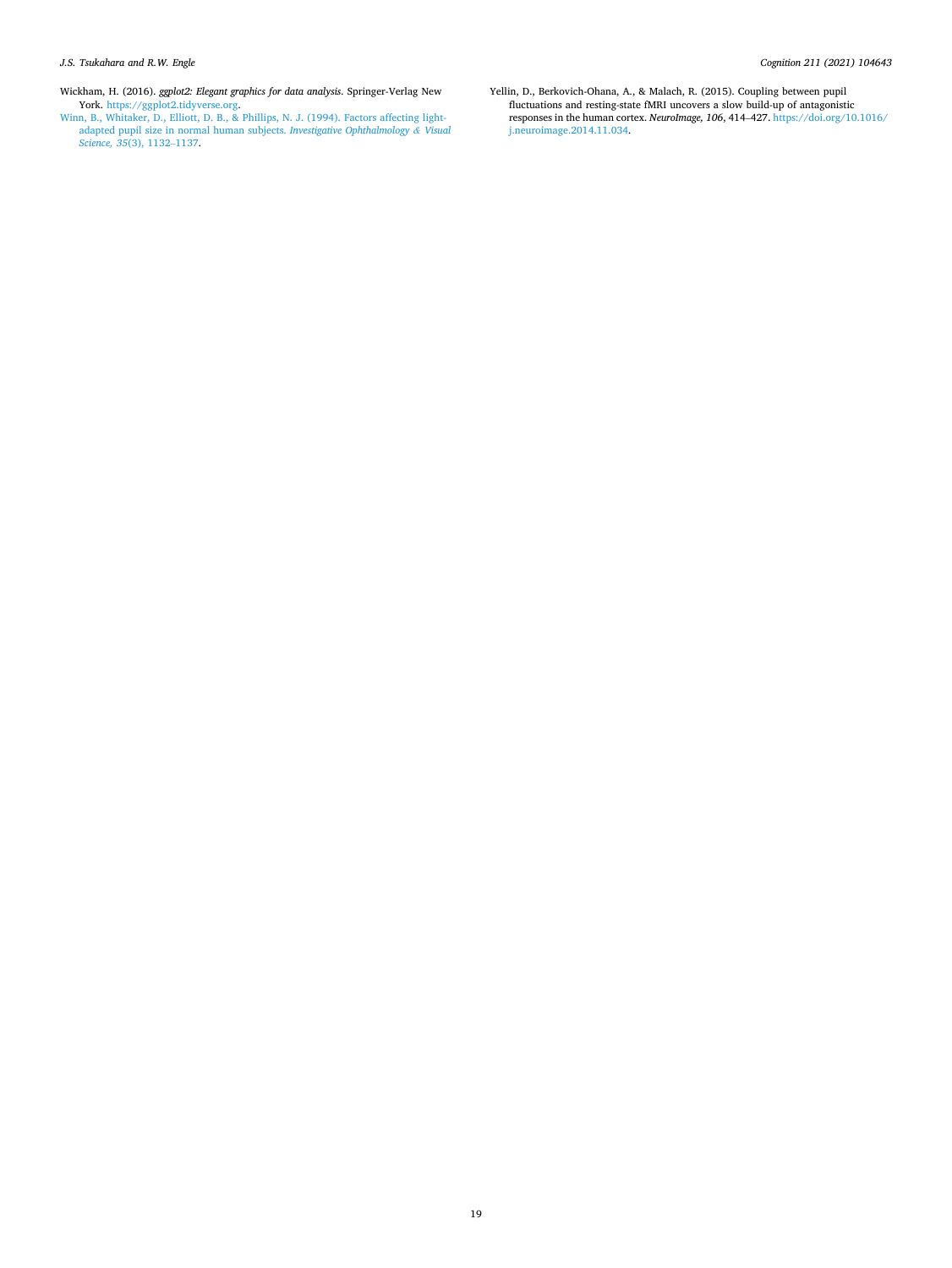Wickham, H. (2016). *ggplot2: Elegant graphics for data analysis*. Springer-Verlag New York. https://ggplot2.tidyverse.org.

Winn, B., Whitaker, D., Elliott, D. B., & Phillips, N. J. (1994). Factors affecting light-adapted pupil size in normal human subjects. *Investigative Ophthalmology & Visual Science, 35*(3), 1132–1137.

Yellin, D., Berkovich-Ohana, A., & Malach, R. (2015). Coupling between pupil fluctuations and resting-state fMRI uncovers a slow build-up of antagonistic responses in the human cortex. *NeuroImage, 106*, 414–427. https://doi.org/10.1016/j.neuroimage.2014.11.034.